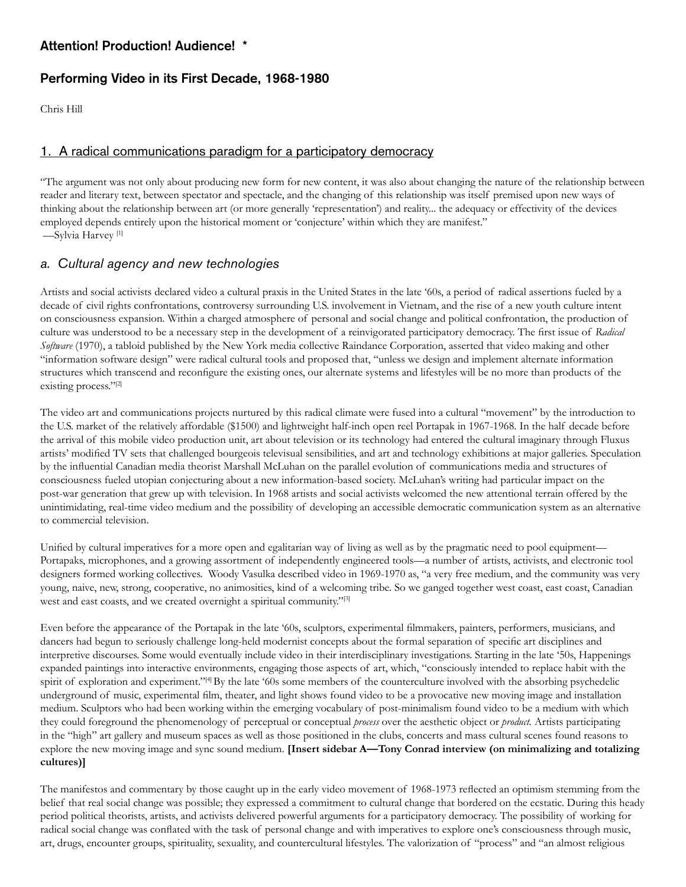# Attention! Production! Audience! *

## Performing Video in its First Decade, 1968-1980

Chris Hill

## 1. A radical communications paradigm for a participatory democracy

"The argument was not only about producing new form for new content, it was also about changing the nature of the relationship between reader and literary text, between spectator and spectacle, and the changing of this relationship was itself premised upon new ways of thinking about the relationship between art (or more generally 'representation') and reality... the adequacy or effectivity of the devices employed depends entirely upon the historical moment or 'conjecture' within which they are manifest."
—Sylvia Harvey [1]

### a. Cultural agency and new technologies

Artists and social activists declared video a cultural praxis in the United States in the late '60s, a period of radical assertions fueled by a decade of civil rights confrontations, controversy surrounding U.S. involvement in Vietnam, and the rise of a new youth culture intent on consciousness expansion. Within a charged atmosphere of personal and social change and political confrontation, the production of culture was understood to be a necessary step in the development of a reinvigorated participatory democracy. The first issue of *Radical Software* (1970), a tabloid published by the New York media collective Raindance Corporation, asserted that video making and other "information software design" were radical cultural tools and proposed that, "unless we design and implement alternate information structures which transcend and reconfigure the existing ones, our alternate systems and lifestyles will be no more than products of the existing process."[2]

The video art and communications projects nurtured by this radical climate were fused into a cultural "movement" by the introduction to the U.S. market of the relatively affordable ($1500) and lightweight half-inch open reel Portapak in 1967-1968. In the half decade before the arrival of this mobile video production unit, art about television or its technology had entered the cultural imaginary through Fluxus artists' modified TV sets that challenged bourgeois televisual sensibilities, and art and technology exhibitions at major galleries. Speculation by the influential Canadian media theorist Marshall McLuhan on the parallel evolution of communications media and structures of consciousness fueled utopian conjecturing about a new information-based society. McLuhan's writing had particular impact on the post-war generation that grew up with television. In 1968 artists and social activists welcomed the new attentional terrain offered by the unintimidating, real-time video medium and the possibility of developing an accessible democratic communication system as an alternative to commercial television.

Unified by cultural imperatives for a more open and egalitarian way of living as well as by the pragmatic need to pool equipment—Portapaks, microphones, and a growing assortment of independently engineered tools—a number of artists, activists, and electronic tool designers formed working collectives. Woody Vasulka described video in 1969-1970 as, "a very free medium, and the community was very young, naive, new, strong, cooperative, no animosities, kind of a welcoming tribe. So we ganged together west coast, east coast, Canadian west and east coasts, and we created overnight a spiritual community."[3]

Even before the appearance of the Portapak in the late '60s, sculptors, experimental filmmakers, painters, performers, musicians, and dancers had begun to seriously challenge long-held modernist concepts about the formal separation of specific art disciplines and interpretive discourses. Some would eventually include video in their interdisciplinary investigations. Starting in the late '50s, Happenings expanded paintings into interactive environments, engaging those aspects of art, which, "consciously intended to replace habit with the spirit of exploration and experiment."[4] By the late '60s some members of the counterculture involved with the absorbing psychedelic underground of music, experimental film, theater, and light shows found video to be a provocative new moving image and installation medium. Sculptors who had been working within the emerging vocabulary of post-minimalism found video to be a medium with which they could foreground the phenomenology of perceptual or conceptual *process* over the aesthetic object or *product*. Artists participating in the "high" art gallery and museum spaces as well as those positioned in the clubs, concerts and mass cultural scenes found reasons to explore the new moving image and sync sound medium. **[Insert sidebar A—Tony Conrad interview (on minimalizing and totalizing cultures)]**

The manifestos and commentary by those caught up in the early video movement of 1968-1973 reflected an optimism stemming from the belief that real social change was possible; they expressed a commitment to cultural change that bordered on the ecstatic. During this heady period political theorists, artists, and activists delivered powerful arguments for a participatory democracy. The possibility of working for radical social change was conflated with the task of personal change and with imperatives to explore one's consciousness through music, art, drugs, encounter groups, spirituality, sexuality, and countercultural lifestyles. The valorization of "process" and "an almost religious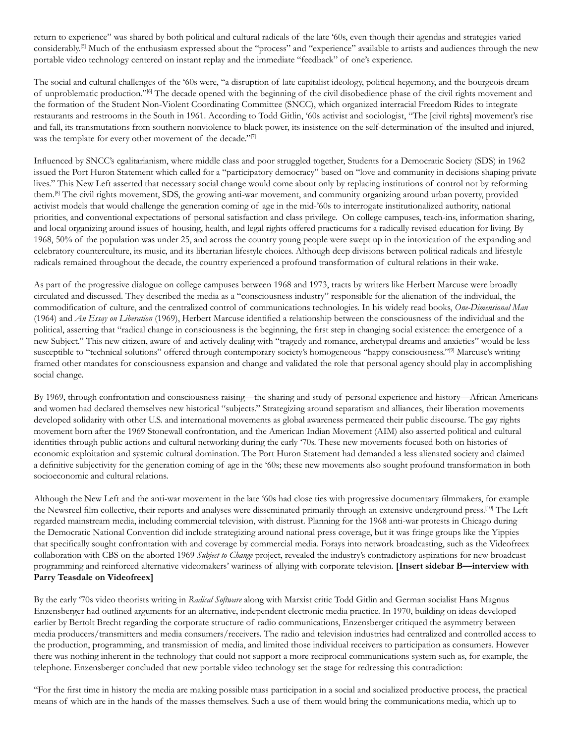return to experience" was shared by both political and cultural radicals of the late '60s, even though their agendas and strategies varied considerably.[5] Much of the enthusiasm expressed about the "process" and "experience" available to artists and audiences through the new portable video technology centered on instant replay and the immediate "feedback" of one's experience.

The social and cultural challenges of the '60s were, "a disruption of late capitalist ideology, political hegemony, and the bourgeois dream of unproblematic production."[6] The decade opened with the beginning of the civil disobedience phase of the civil rights movement and the formation of the Student Non-Violent Coordinating Committee (SNCC), which organized interracial Freedom Rides to integrate restaurants and restrooms in the South in 1961. According to Todd Gitlin, '60s activist and sociologist, "The [civil rights] movement's rise and fall, its transmutations from southern nonviolence to black power, its insistence on the self-determination of the insulted and injured, was the template for every other movement of the decade."[7]

Influenced by SNCC's egalitarianism, where middle class and poor struggled together, Students for a Democratic Society (SDS) in 1962 issued the Port Huron Statement which called for a "participatory democracy" based on "love and community in decisions shaping private lives." This New Left asserted that necessary social change would come about only by replacing institutions of control not by reforming them.[8] The civil rights movement, SDS, the growing anti-war movement, and community organizing around urban poverty, provided activist models that would challenge the generation coming of age in the mid-'60s to interrogate institutionalized authority, national priorities, and conventional expectations of personal satisfaction and class privilege. On college campuses, teach-ins, information sharing, and local organizing around issues of housing, health, and legal rights offered practicums for a radically revised education for living. By 1968, 50% of the population was under 25, and across the country young people were swept up in the intoxication of the expanding and celebratory counterculture, its music, and its libertarian lifestyle choices. Although deep divisions between political radicals and lifestyle radicals remained throughout the decade, the country experienced a profound transformation of cultural relations in their wake.

As part of the progressive dialogue on college campuses between 1968 and 1973, tracts by writers like Herbert Marcuse were broadly circulated and discussed. They described the media as a "consciousness industry" responsible for the alienation of the individual, the commodification of culture, and the centralized control of communications technologies. In his widely read books, *One-Dimensional Man* (1964) and *An Essay on Liberation* (1969), Herbert Marcuse identified a relationship between the consciousness of the individual and the political, asserting that "radical change in consciousness is the beginning, the first step in changing social existence: the emergence of a new Subject." This new citizen, aware of and actively dealing with "tragedy and romance, archetypal dreams and anxieties" would be less susceptible to "technical solutions" offered through contemporary society's homogeneous "happy consciousness."[9] Marcuse's writing framed other mandates for consciousness expansion and change and validated the role that personal agency should play in accomplishing social change.

By 1969, through confrontation and consciousness raising—the sharing and study of personal experience and history—African Americans and women had declared themselves new historical "subjects." Strategizing around separatism and alliances, their liberation movements developed solidarity with other U.S. and international movements as global awareness permeated their public discourse. The gay rights movement born after the 1969 Stonewall confrontation, and the American Indian Movement (AIM) also asserted political and cultural identities through public actions and cultural networking during the early '70s. These new movements focused both on histories of economic exploitation and systemic cultural domination. The Port Huron Statement had demanded a less alienated society and claimed a definitive subjectivity for the generation coming of age in the '60s; these new movements also sought profound transformation in both socioeconomic and cultural relations.

Although the New Left and the anti-war movement in the late '60s had close ties with progressive documentary filmmakers, for example the Newsreel film collective, their reports and analyses were disseminated primarily through an extensive underground press.[10] The Left regarded mainstream media, including commercial television, with distrust. Planning for the 1968 anti-war protests in Chicago during the Democratic National Convention did include strategizing around national press coverage, but it was fringe groups like the Yippies that specifically sought confrontation with and coverage by commercial media. Forays into network broadcasting, such as the Videofreex collaboration with CBS on the aborted 1969 *Subject to Change* project, revealed the industry's contradictory aspirations for new broadcast programming and reinforced alternative videomakers' wariness of allying with corporate television. **[Insert sidebar B—interview with Parry Teasdale on Videofreex]**

By the early '70s video theorists writing in *Radical Software* along with Marxist critic Todd Gitlin and German socialist Hans Magnus Enzensberger had outlined arguments for an alternative, independent electronic media practice. In 1970, building on ideas developed earlier by Bertolt Brecht regarding the corporate structure of radio communications, Enzensberger critiqued the asymmetry between media producers/transmitters and media consumers/receivers. The radio and television industries had centralized and controlled access to the production, programming, and transmission of media, and limited those individual receivers to participation as consumers. However there was nothing inherent in the technology that could not support a more reciprocal communications system such as, for example, the telephone. Enzensberger concluded that new portable video technology set the stage for redressing this contradiction:

"For the first time in history the media are making possible mass participation in a social and socialized productive process, the practical means of which are in the hands of the masses themselves. Such a use of them would bring the communications media, which up to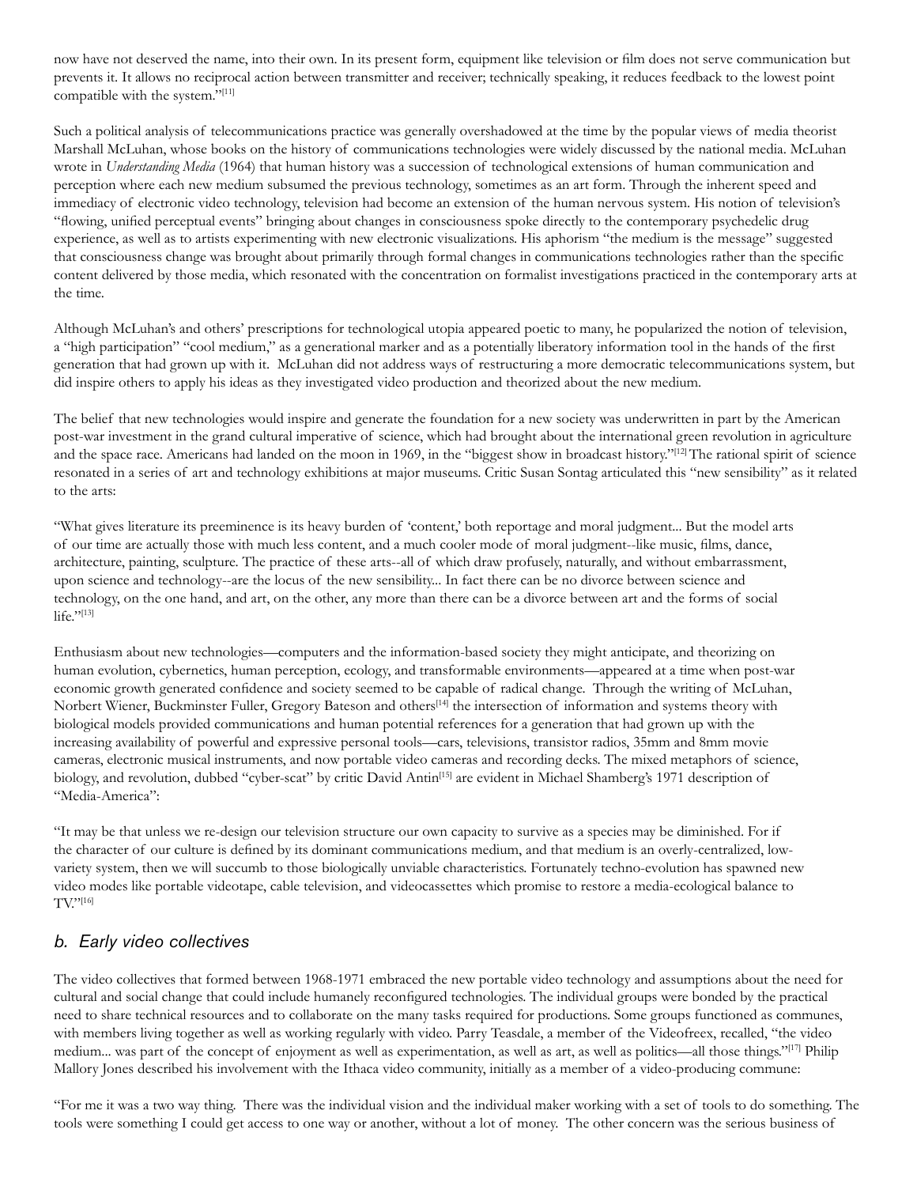now have not deserved the name, into their own. In its present form, equipment like television or film does not serve communication but prevents it. It allows no reciprocal action between transmitter and receiver; technically speaking, it reduces feedback to the lowest point compatible with the system."[11]

Such a political analysis of telecommunications practice was generally overshadowed at the time by the popular views of media theorist Marshall McLuhan, whose books on the history of communications technologies were widely discussed by the national media. McLuhan wrote in *Understanding Media* (1964) that human history was a succession of technological extensions of human communication and perception where each new medium subsumed the previous technology, sometimes as an art form. Through the inherent speed and immediacy of electronic video technology, television had become an extension of the human nervous system. His notion of television's "flowing, unified perceptual events" bringing about changes in consciousness spoke directly to the contemporary psychedelic drug experience, as well as to artists experimenting with new electronic visualizations. His aphorism "the medium is the message" suggested that consciousness change was brought about primarily through formal changes in communications technologies rather than the specific content delivered by those media, which resonated with the concentration on formalist investigations practiced in the contemporary arts at the time.

Although McLuhan's and others' prescriptions for technological utopia appeared poetic to many, he popularized the notion of television, a "high participation" "cool medium," as a generational marker and as a potentially liberatory information tool in the hands of the first generation that had grown up with it. McLuhan did not address ways of restructuring a more democratic telecommunications system, but did inspire others to apply his ideas as they investigated video production and theorized about the new medium.

The belief that new technologies would inspire and generate the foundation for a new society was underwritten in part by the American post-war investment in the grand cultural imperative of science, which had brought about the international green revolution in agriculture and the space race. Americans had landed on the moon in 1969, in the "biggest show in broadcast history."[12] The rational spirit of science resonated in a series of art and technology exhibitions at major museums. Critic Susan Sontag articulated this "new sensibility" as it related to the arts:

"What gives literature its preeminence is its heavy burden of 'content,' both reportage and moral judgment... But the model arts of our time are actually those with much less content, and a much cooler mode of moral judgment--like music, films, dance, architecture, painting, sculpture. The practice of these arts--all of which draw profusely, naturally, and without embarrassment, upon science and technology--are the locus of the new sensibility... In fact there can be no divorce between science and technology, on the one hand, and art, on the other, any more than there can be a divorce between art and the forms of social life."[13]

Enthusiasm about new technologies—computers and the information-based society they might anticipate, and theorizing on human evolution, cybernetics, human perception, ecology, and transformable environments—appeared at a time when post-war economic growth generated confidence and society seemed to be capable of radical change. Through the writing of McLuhan, Norbert Wiener, Buckminster Fuller, Gregory Bateson and others[14] the intersection of information and systems theory with biological models provided communications and human potential references for a generation that had grown up with the increasing availability of powerful and expressive personal tools—cars, televisions, transistor radios, 35mm and 8mm movie cameras, electronic musical instruments, and now portable video cameras and recording decks. The mixed metaphors of science, biology, and revolution, dubbed "cyber-scat" by critic David Antin[15] are evident in Michael Shamberg's 1971 description of "Media-America":

"It may be that unless we re-design our television structure our own capacity to survive as a species may be diminished. For if the character of our culture is defined by its dominant communications medium, and that medium is an overly-centralized, low-variety system, then we will succumb to those biologically unviable characteristics. Fortunately techno-evolution has spawned new video modes like portable videotape, cable television, and videocassettes which promise to restore a media-ecological balance to TV."[16]

## *b. Early video collectives*

The video collectives that formed between 1968-1971 embraced the new portable video technology and assumptions about the need for cultural and social change that could include humanely reconfigured technologies. The individual groups were bonded by the practical need to share technical resources and to collaborate on the many tasks required for productions. Some groups functioned as communes, with members living together as well as working regularly with video. Parry Teasdale, a member of the Videofreex, recalled, "the video medium... was part of the concept of enjoyment as well as experimentation, as well as art, as well as politics—all those things."[17] Philip Mallory Jones described his involvement with the Ithaca video community, initially as a member of a video-producing commune:

"For me it was a two way thing. There was the individual vision and the individual maker working with a set of tools to do something. The tools were something I could get access to one way or another, without a lot of money. The other concern was the serious business of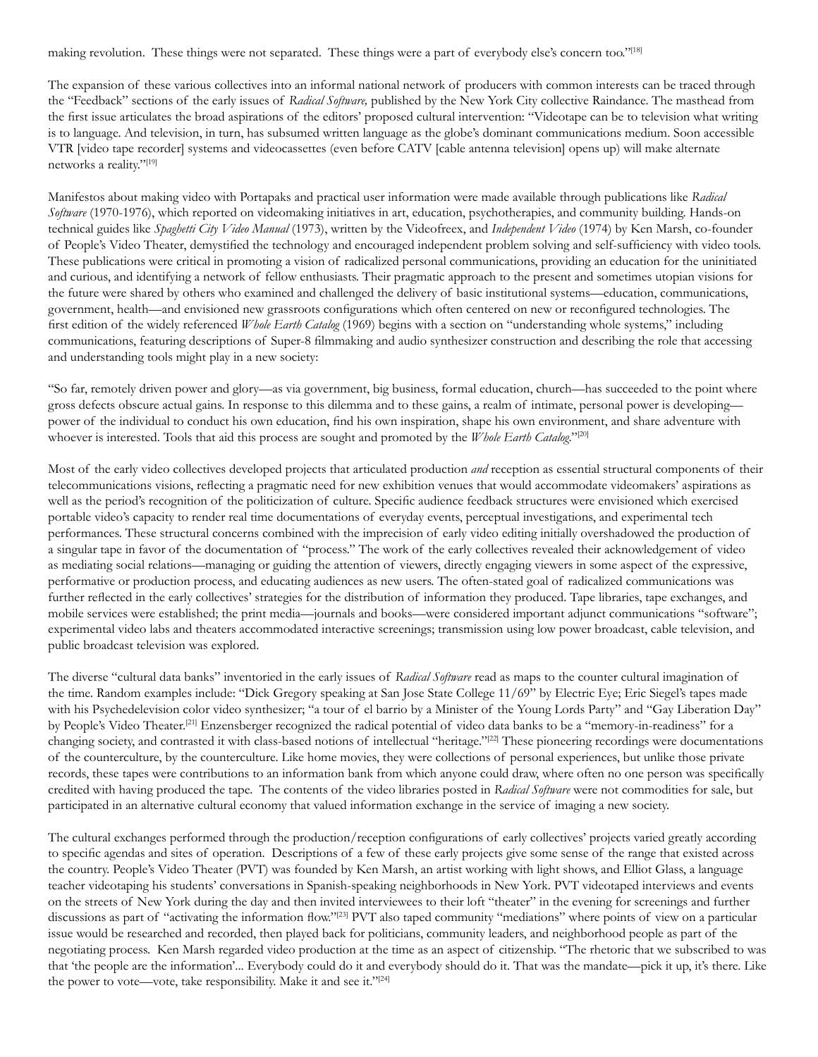making revolution. These things were not separated. These things were a part of everybody else's concern too."[18]

The expansion of these various collectives into an informal national network of producers with common interests can be traced through the "Feedback" sections of the early issues of *Radical Software,* published by the New York City collective Raindance. The masthead from the first issue articulates the broad aspirations of the editors' proposed cultural intervention: "Videotape can be to television what writing is to language. And television, in turn, has subsumed written language as the globe's dominant communications medium. Soon accessible VTR [video tape recorder] systems and videocassettes (even before CATV [cable antenna television] opens up) will make alternate networks a reality."[19]

Manifestos about making video with Portapaks and practical user information were made available through publications like *Radical Software* (1970-1976), which reported on videomaking initiatives in art, education, psychotherapies, and community building. Hands-on technical guides like *Spaghetti City Video Manual* (1973), written by the Videofreex, and *Independent Video* (1974) by Ken Marsh, co-founder of People's Video Theater, demystified the technology and encouraged independent problem solving and self-sufficiency with video tools. These publications were critical in promoting a vision of radicalized personal communications, providing an education for the uninitiated and curious, and identifying a network of fellow enthusiasts. Their pragmatic approach to the present and sometimes utopian visions for the future were shared by others who examined and challenged the delivery of basic institutional systems—education, communications, government, health—and envisioned new grassroots configurations which often centered on new or reconfigured technologies. The first edition of the widely referenced *Whole Earth Catalog* (1969) begins with a section on "understanding whole systems," including communications, featuring descriptions of Super-8 filmmaking and audio synthesizer construction and describing the role that accessing and understanding tools might play in a new society:

"So far, remotely driven power and glory—as via government, big business, formal education, church—has succeeded to the point where gross defects obscure actual gains. In response to this dilemma and to these gains, a realm of intimate, personal power is developing—power of the individual to conduct his own education, find his own inspiration, shape his own environment, and share adventure with whoever is interested. Tools that aid this process are sought and promoted by the *Whole Earth Catalog*."[20]

Most of the early video collectives developed projects that articulated production *and* reception as essential structural components of their telecommunications visions, reflecting a pragmatic need for new exhibition venues that would accommodate videomakers' aspirations as well as the period's recognition of the politicization of culture. Specific audience feedback structures were envisioned which exercised portable video's capacity to render real time documentations of everyday events, perceptual investigations, and experimental tech performances. These structural concerns combined with the imprecision of early video editing initially overshadowed the production of a singular tape in favor of the documentation of "process." The work of the early collectives revealed their acknowledgement of video as mediating social relations—managing or guiding the attention of viewers, directly engaging viewers in some aspect of the expressive, performative or production process, and educating audiences as new users. The often-stated goal of radicalized communications was further reflected in the early collectives' strategies for the distribution of information they produced. Tape libraries, tape exchanges, and mobile services were established; the print media—journals and books—were considered important adjunct communications "software"; experimental video labs and theaters accommodated interactive screenings; transmission using low power broadcast, cable television, and public broadcast television was explored.

The diverse "cultural data banks" inventoried in the early issues of *Radical Software* read as maps to the counter cultural imagination of the time. Random examples include: "Dick Gregory speaking at San Jose State College 11/69" by Electric Eye; Eric Siegel's tapes made with his Psychedelevision color video synthesizer; "a tour of el barrio by a Minister of the Young Lords Party" and "Gay Liberation Day" by People's Video Theater.[21] Enzensberger recognized the radical potential of video data banks to be a "memory-in-readiness" for a changing society, and contrasted it with class-based notions of intellectual "heritage."[22] These pioneering recordings were documentations of the counterculture, by the counterculture. Like home movies, they were collections of personal experiences, but unlike those private records, these tapes were contributions to an information bank from which anyone could draw, where often no one person was specifically credited with having produced the tape. The contents of the video libraries posted in *Radical Software* were not commodities for sale, but participated in an alternative cultural economy that valued information exchange in the service of imaging a new society.

The cultural exchanges performed through the production/reception configurations of early collectives' projects varied greatly according to specific agendas and sites of operation. Descriptions of a few of these early projects give some sense of the range that existed across the country. People's Video Theater (PVT) was founded by Ken Marsh, an artist working with light shows, and Elliot Glass, a language teacher videotaping his students' conversations in Spanish-speaking neighborhoods in New York. PVT videotaped interviews and events on the streets of New York during the day and then invited interviewees to their loft "theater" in the evening for screenings and further discussions as part of "activating the information flow."[23] PVT also taped community "mediations" where points of view on a particular issue would be researched and recorded, then played back for politicians, community leaders, and neighborhood people as part of the negotiating process. Ken Marsh regarded video production at the time as an aspect of citizenship. "The rhetoric that we subscribed to was that 'the people are the information'... Everybody could do it and everybody should do it. That was the mandate—pick it up, it's there. Like the power to vote—vote, take responsibility. Make it and see it."[24]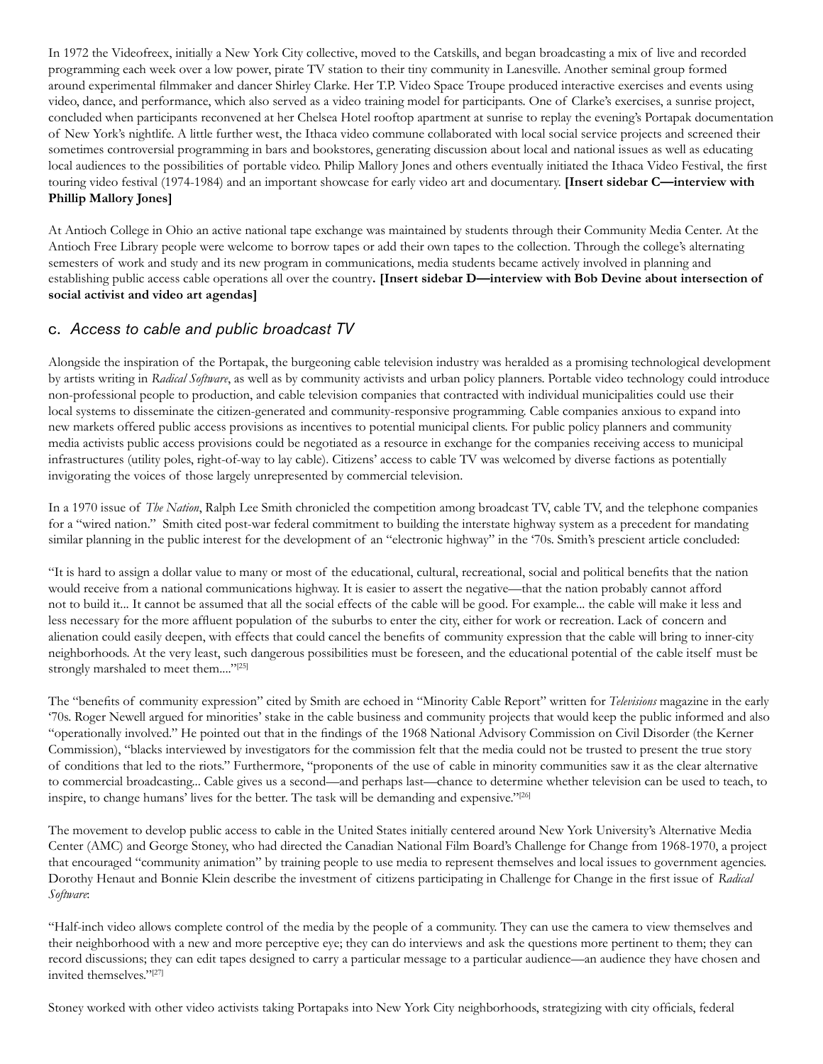In 1972 the Videofreex, initially a New York City collective, moved to the Catskills, and began broadcasting a mix of live and recorded programming each week over a low power, pirate TV station to their tiny community in Lanesville. Another seminal group formed around experimental filmmaker and dancer Shirley Clarke. Her T.P. Video Space Troupe produced interactive exercises and events using video, dance, and performance, which also served as a video training model for participants. One of Clarke's exercises, a sunrise project, concluded when participants reconvened at her Chelsea Hotel rooftop apartment at sunrise to replay the evening's Portapak documentation of New York's nightlife. A little further west, the Ithaca video commune collaborated with local social service projects and screened their sometimes controversial programming in bars and bookstores, generating discussion about local and national issues as well as educating local audiences to the possibilities of portable video. Philip Mallory Jones and others eventually initiated the Ithaca Video Festival, the first touring video festival (1974-1984) and an important showcase for early video art and documentary. **[Insert sidebar C—interview with Phillip Mallory Jones]**

At Antioch College in Ohio an active national tape exchange was maintained by students through their Community Media Center. At the Antioch Free Library people were welcome to borrow tapes or add their own tapes to the collection. Through the college's alternating semesters of work and study and its new program in communications, media students became actively involved in planning and establishing public access cable operations all over the country**. [Insert sidebar D—interview with Bob Devine about intersection of social activist and video art agendas]**

## c. *Access to cable and public broadcast TV*

Alongside the inspiration of the Portapak, the burgeoning cable television industry was heralded as a promising technological development by artists writing in *Radical Software*, as well as by community activists and urban policy planners. Portable video technology could introduce non-professional people to production, and cable television companies that contracted with individual municipalities could use their local systems to disseminate the citizen-generated and community-responsive programming. Cable companies anxious to expand into new markets offered public access provisions as incentives to potential municipal clients. For public policy planners and community media activists public access provisions could be negotiated as a resource in exchange for the companies receiving access to municipal infrastructures (utility poles, right-of-way to lay cable). Citizens' access to cable TV was welcomed by diverse factions as potentially invigorating the voices of those largely unrepresented by commercial television.

In a 1970 issue of *The Nation*, Ralph Lee Smith chronicled the competition among broadcast TV, cable TV, and the telephone companies for a "wired nation." Smith cited post-war federal commitment to building the interstate highway system as a precedent for mandating similar planning in the public interest for the development of an "electronic highway" in the '70s. Smith's prescient article concluded:

"It is hard to assign a dollar value to many or most of the educational, cultural, recreational, social and political benefits that the nation would receive from a national communications highway. It is easier to assert the negative—that the nation probably cannot afford not to build it... It cannot be assumed that all the social effects of the cable will be good. For example... the cable will make it less and less necessary for the more affluent population of the suburbs to enter the city, either for work or recreation. Lack of concern and alienation could easily deepen, with effects that could cancel the benefits of community expression that the cable will bring to inner-city neighborhoods. At the very least, such dangerous possibilities must be foreseen, and the educational potential of the cable itself must be strongly marshaled to meet them...."[25]

The "benefits of community expression" cited by Smith are echoed in "Minority Cable Report" written for *Televisions* magazine in the early '70s. Roger Newell argued for minorities' stake in the cable business and community projects that would keep the public informed and also "operationally involved." He pointed out that in the findings of the 1968 National Advisory Commission on Civil Disorder (the Kerner Commission), "blacks interviewed by investigators for the commission felt that the media could not be trusted to present the true story of conditions that led to the riots." Furthermore, "proponents of the use of cable in minority communities saw it as the clear alternative to commercial broadcasting... Cable gives us a second—and perhaps last—chance to determine whether television can be used to teach, to inspire, to change humans' lives for the better. The task will be demanding and expensive."[26]

The movement to develop public access to cable in the United States initially centered around New York University's Alternative Media Center (AMC) and George Stoney, who had directed the Canadian National Film Board's Challenge for Change from 1968-1970, a project that encouraged "community animation" by training people to use media to represent themselves and local issues to government agencies. Dorothy Henaut and Bonnie Klein describe the investment of citizens participating in Challenge for Change in the first issue of *Radical Software*:

"Half-inch video allows complete control of the media by the people of a community. They can use the camera to view themselves and their neighborhood with a new and more perceptive eye; they can do interviews and ask the questions more pertinent to them; they can record discussions; they can edit tapes designed to carry a particular message to a particular audience—an audience they have chosen and invited themselves."[27]

Stoney worked with other video activists taking Portapaks into New York City neighborhoods, strategizing with city officials, federal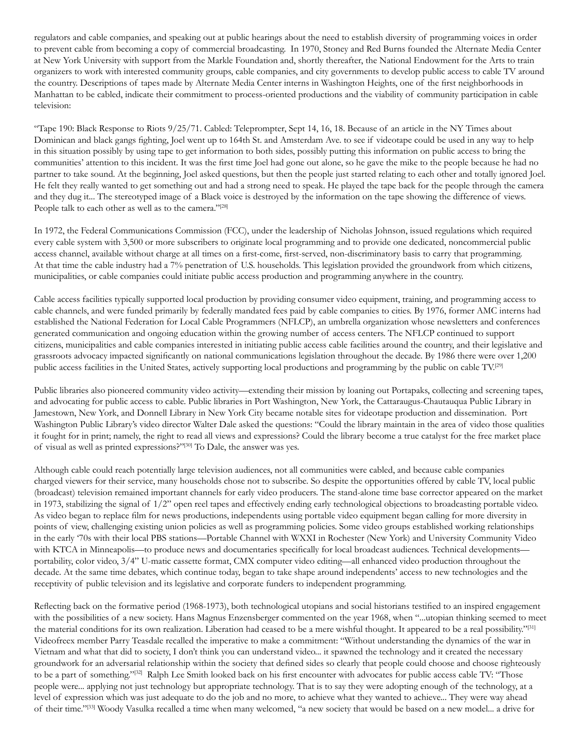regulators and cable companies, and speaking out at public hearings about the need to establish diversity of programming voices in order to prevent cable from becoming a copy of commercial broadcasting. In 1970, Stoney and Red Burns founded the Alternate Media Center at New York University with support from the Markle Foundation and, shortly thereafter, the National Endowment for the Arts to train organizers to work with interested community groups, cable companies, and city governments to develop public access to cable TV around the country. Descriptions of tapes made by Alternate Media Center interns in Washington Heights, one of the first neighborhoods in Manhattan to be cabled, indicate their commitment to process-oriented productions and the viability of community participation in cable television:

"Tape 190: Black Response to Riots 9/25/71. Cabled: Teleprompter, Sept 14, 16, 18. Because of an article in the NY Times about Dominican and black gangs fighting, Joel went up to 164th St. and Amsterdam Ave. to see if videotape could be used in any way to help in this situation possibly by using tape to get information to both sides, possibly putting this information on public access to bring the communities' attention to this incident. It was the first time Joel had gone out alone, so he gave the mike to the people because he had no partner to take sound. At the beginning, Joel asked questions, but then the people just started relating to each other and totally ignored Joel. He felt they really wanted to get something out and had a strong need to speak. He played the tape back for the people through the camera and they dug it... The stereotyped image of a Black voice is destroyed by the information on the tape showing the difference of views. People talk to each other as well as to the camera."[28]

In 1972, the Federal Communications Commission (FCC), under the leadership of Nicholas Johnson, issued regulations which required every cable system with 3,500 or more subscribers to originate local programming and to provide one dedicated, noncommercial public access channel, available without charge at all times on a first-come, first-served, non-discriminatory basis to carry that programming. At that time the cable industry had a 7% penetration of U.S. households. This legislation provided the groundwork from which citizens, municipalities, or cable companies could initiate public access production and programming anywhere in the country.

Cable access facilities typically supported local production by providing consumer video equipment, training, and programming access to cable channels, and were funded primarily by federally mandated fees paid by cable companies to cities. By 1976, former AMC interns had established the National Federation for Local Cable Programmers (NFLCP), an umbrella organization whose newsletters and conferences generated communication and ongoing education within the growing number of access centers. The NFLCP continued to support citizens, municipalities and cable companies interested in initiating public access cable facilities around the country, and their legislative and grassroots advocacy impacted significantly on national communications legislation throughout the decade. By 1986 there were over 1,200 public access facilities in the United States, actively supporting local productions and programming by the public on cable TV.[29]

Public libraries also pioneered community video activity—extending their mission by loaning out Portapaks, collecting and screening tapes, and advocating for public access to cable. Public libraries in Port Washington, New York, the Cattaraugus-Chautauqua Public Library in Jamestown, New York, and Donnell Library in New York City became notable sites for videotape production and dissemination. Port Washington Public Library's video director Walter Dale asked the questions: "Could the library maintain in the area of video those qualities it fought for in print; namely, the right to read all views and expressions? Could the library become a true catalyst for the free market place of visual as well as printed expressions?"[30] To Dale, the answer was yes.

Although cable could reach potentially large television audiences, not all communities were cabled, and because cable companies charged viewers for their service, many households chose not to subscribe. So despite the opportunities offered by cable TV, local public (broadcast) television remained important channels for early video producers. The stand-alone time base corrector appeared on the market in 1973, stabilizing the signal of 1/2" open reel tapes and effectively ending early technological objections to broadcasting portable video. As video began to replace film for news productions, independents using portable video equipment began calling for more diversity in points of view, challenging existing union policies as well as programming policies. Some video groups established working relationships in the early '70s with their local PBS stations—Portable Channel with WXXI in Rochester (New York) and University Community Video with KTCA in Minneapolis—to produce news and documentaries specifically for local broadcast audiences. Technical developments—portability, color video, 3/4" U-matic cassette format, CMX computer video editing—all enhanced video production throughout the decade. At the same time debates, which continue today, began to take shape around independents' access to new technologies and the receptivity of public television and its legislative and corporate funders to independent programming.

Reflecting back on the formative period (1968-1973), both technological utopians and social historians testified to an inspired engagement with the possibilities of a new society. Hans Magnus Enzensberger commented on the year 1968, when "...utopian thinking seemed to meet the material conditions for its own realization. Liberation had ceased to be a mere wishful thought. It appeared to be a real possibility."[31] Videofreex member Parry Teasdale recalled the imperative to make a commitment: "Without understanding the dynamics of the war in Vietnam and what that did to society, I don't think you can understand video... it spawned the technology and it created the necessary groundwork for an adversarial relationship within the society that defined sides so clearly that people could choose and choose righteously to be a part of something."[32] Ralph Lee Smith looked back on his first encounter with advocates for public access cable TV: "Those people were... applying not just technology but appropriate technology. That is to say they were adopting enough of the technology, at a level of expression which was just adequate to do the job and no more, to achieve what they wanted to achieve... They were way ahead of their time."[33] Woody Vasulka recalled a time when many welcomed, "a new society that would be based on a new model... a drive for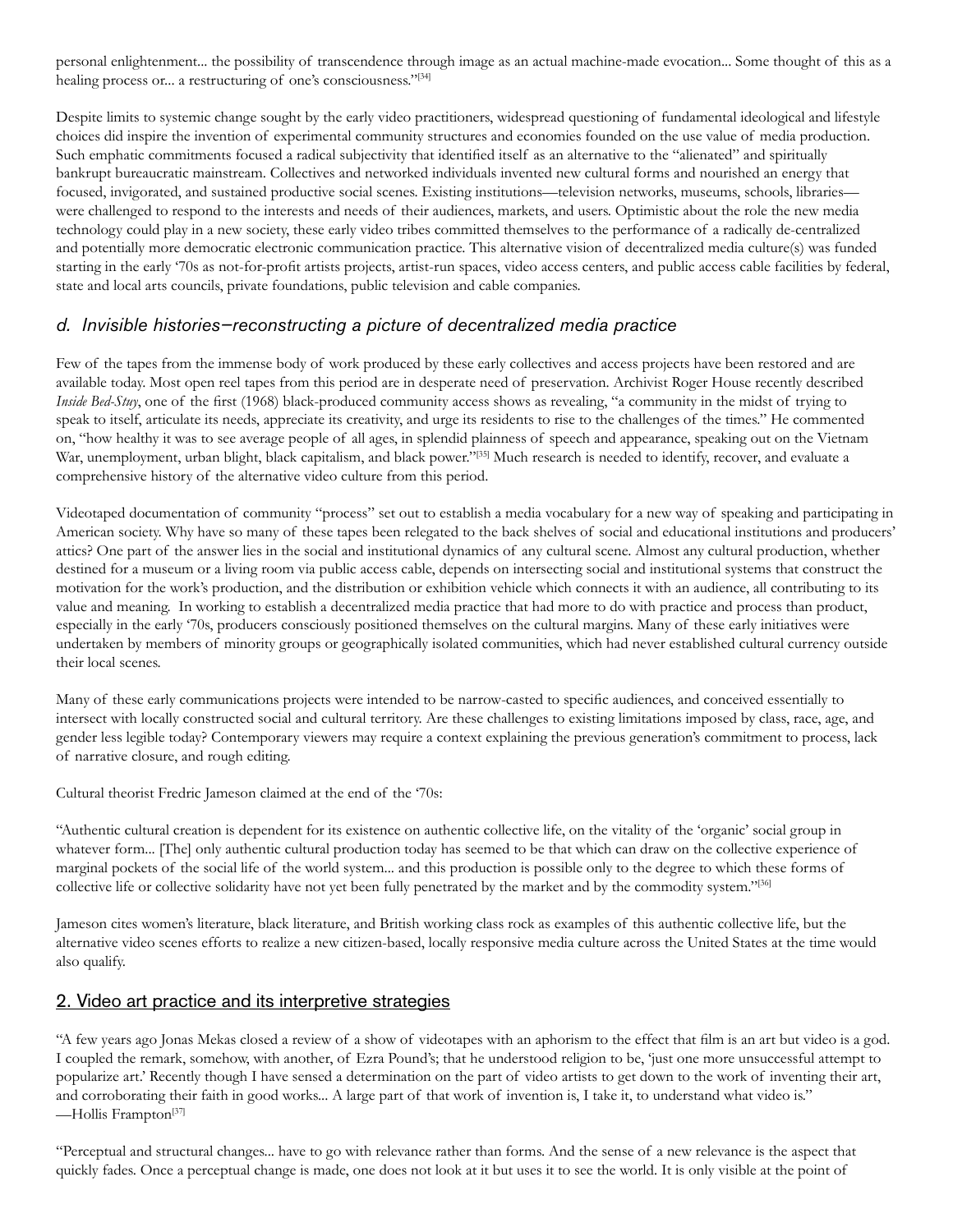personal enlightenment... the possibility of transcendence through image as an actual machine-made evocation... Some thought of this as a healing process or... a restructuring of one's consciousness."[34]

Despite limits to systemic change sought by the early video practitioners, widespread questioning of fundamental ideological and lifestyle choices did inspire the invention of experimental community structures and economies founded on the use value of media production. Such emphatic commitments focused a radical subjectivity that identified itself as an alternative to the "alienated" and spiritually bankrupt bureaucratic mainstream. Collectives and networked individuals invented new cultural forms and nourished an energy that focused, invigorated, and sustained productive social scenes. Existing institutions—television networks, museums, schools, libraries—were challenged to respond to the interests and needs of their audiences, markets, and users. Optimistic about the role the new media technology could play in a new society, these early video tribes committed themselves to the performance of a radically de-centralized and potentially more democratic electronic communication practice. This alternative vision of decentralized media culture(s) was funded starting in the early '70s as not-for-profit artists projects, artist-run spaces, video access centers, and public access cable facilities by federal, state and local arts councils, private foundations, public television and cable companies.

### *d. Invisible histories—reconstructing a picture of decentralized media practice*

Few of the tapes from the immense body of work produced by these early collectives and access projects have been restored and are available today. Most open reel tapes from this period are in desperate need of preservation. Archivist Roger House recently described *Inside Bed-Stuy*, one of the first (1968) black-produced community access shows as revealing, "a community in the midst of trying to speak to itself, articulate its needs, appreciate its creativity, and urge its residents to rise to the challenges of the times." He commented on, "how healthy it was to see average people of all ages, in splendid plainness of speech and appearance, speaking out on the Vietnam War, unemployment, urban blight, black capitalism, and black power."[35] Much research is needed to identify, recover, and evaluate a comprehensive history of the alternative video culture from this period.

Videotaped documentation of community "process" set out to establish a media vocabulary for a new way of speaking and participating in American society. Why have so many of these tapes been relegated to the back shelves of social and educational institutions and producers' attics? One part of the answer lies in the social and institutional dynamics of any cultural scene. Almost any cultural production, whether destined for a museum or a living room via public access cable, depends on intersecting social and institutional systems that construct the motivation for the work's production, and the distribution or exhibition vehicle which connects it with an audience, all contributing to its value and meaning. In working to establish a decentralized media practice that had more to do with practice and process than product, especially in the early '70s, producers consciously positioned themselves on the cultural margins. Many of these early initiatives were undertaken by members of minority groups or geographically isolated communities, which had never established cultural currency outside their local scenes.

Many of these early communications projects were intended to be narrow-casted to specific audiences, and conceived essentially to intersect with locally constructed social and cultural territory. Are these challenges to existing limitations imposed by class, race, age, and gender less legible today? Contemporary viewers may require a context explaining the previous generation's commitment to process, lack of narrative closure, and rough editing.

Cultural theorist Fredric Jameson claimed at the end of the '70s:

"Authentic cultural creation is dependent for its existence on authentic collective life, on the vitality of the 'organic' social group in whatever form... [The] only authentic cultural production today has seemed to be that which can draw on the collective experience of marginal pockets of the social life of the world system... and this production is possible only to the degree to which these forms of collective life or collective solidarity have not yet been fully penetrated by the market and by the commodity system."[36]

Jameson cites women's literature, black literature, and British working class rock as examples of this authentic collective life, but the alternative video scenes efforts to realize a new citizen-based, locally responsive media culture across the United States at the time would also qualify.

## 2. Video art practice and its interpretive strategies

"A few years ago Jonas Mekas closed a review of a show of videotapes with an aphorism to the effect that film is an art but video is a god. I coupled the remark, somehow, with another, of Ezra Pound's; that he understood religion to be, 'just one more unsuccessful attempt to popularize art.' Recently though I have sensed a determination on the part of video artists to get down to the work of inventing their art, and corroborating their faith in good works... A large part of that work of invention is, I take it, to understand what video is."
—Hollis Frampton[37]

"Perceptual and structural changes... have to go with relevance rather than forms. And the sense of a new relevance is the aspect that quickly fades. Once a perceptual change is made, one does not look at it but uses it to see the world. It is only visible at the point of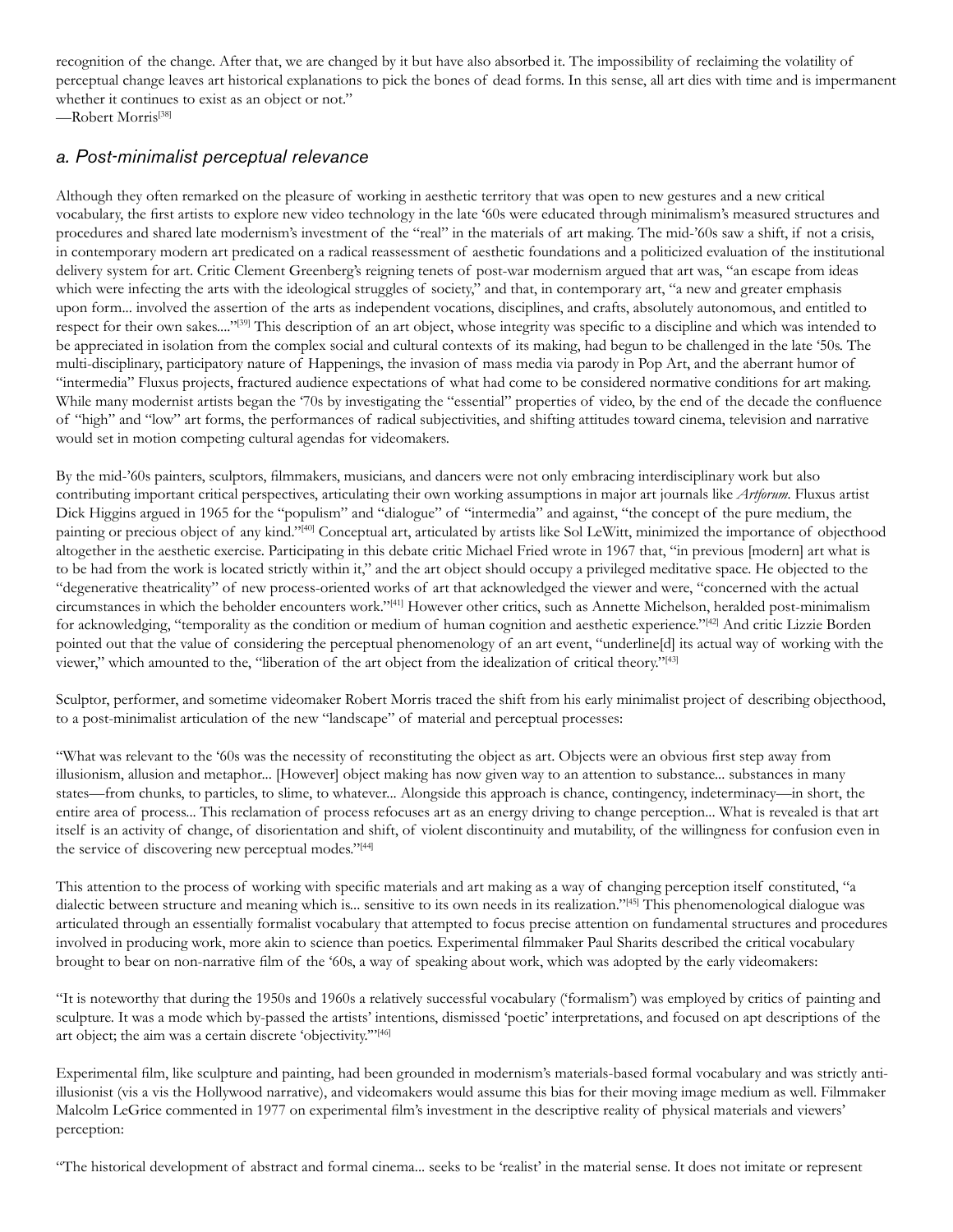recognition of the change. After that, we are changed by it but have also absorbed it. The impossibility of reclaiming the volatility of perceptual change leaves art historical explanations to pick the bones of dead forms. In this sense, all art dies with time and is impermanent whether it continues to exist as an object or not."
—Robert Morris[38]

## *a. Post-minimalist perceptual relevance*

Although they often remarked on the pleasure of working in aesthetic territory that was open to new gestures and a new critical vocabulary, the first artists to explore new video technology in the late '60s were educated through minimalism's measured structures and procedures and shared late modernism's investment of the "real" in the materials of art making. The mid-'60s saw a shift, if not a crisis, in contemporary modern art predicated on a radical reassessment of aesthetic foundations and a politicized evaluation of the institutional delivery system for art. Critic Clement Greenberg's reigning tenets of post-war modernism argued that art was, "an escape from ideas which were infecting the arts with the ideological struggles of society," and that, in contemporary art, "a new and greater emphasis upon form... involved the assertion of the arts as independent vocations, disciplines, and crafts, absolutely autonomous, and entitled to respect for their own sakes...."[39] This description of an art object, whose integrity was specific to a discipline and which was intended to be appreciated in isolation from the complex social and cultural contexts of its making, had begun to be challenged in the late '50s. The multi-disciplinary, participatory nature of Happenings, the invasion of mass media via parody in Pop Art, and the aberrant humor of "intermedia" Fluxus projects, fractured audience expectations of what had come to be considered normative conditions for art making. While many modernist artists began the '70s by investigating the "essential" properties of video, by the end of the decade the confluence of "high" and "low" art forms, the performances of radical subjectivities, and shifting attitudes toward cinema, television and narrative would set in motion competing cultural agendas for videomakers.

By the mid-'60s painters, sculptors, filmmakers, musicians, and dancers were not only embracing interdisciplinary work but also contributing important critical perspectives, articulating their own working assumptions in major art journals like *Artforum*. Fluxus artist Dick Higgins argued in 1965 for the "populism" and "dialogue" of "intermedia" and against, "the concept of the pure medium, the painting or precious object of any kind."[40] Conceptual art, articulated by artists like Sol LeWitt, minimized the importance of objecthood altogether in the aesthetic exercise. Participating in this debate critic Michael Fried wrote in 1967 that, "in previous [modern] art what is to be had from the work is located strictly within it," and the art object should occupy a privileged meditative space. He objected to the "degenerative theatricality" of new process-oriented works of art that acknowledged the viewer and were, "concerned with the actual circumstances in which the beholder encounters work."[41] However other critics, such as Annette Michelson, heralded post-minimalism for acknowledging, "temporality as the condition or medium of human cognition and aesthetic experience."[42] And critic Lizzie Borden pointed out that the value of considering the perceptual phenomenology of an art event, "underline[d] its actual way of working with the viewer," which amounted to the, "liberation of the art object from the idealization of critical theory."[43]

Sculptor, performer, and sometime videomaker Robert Morris traced the shift from his early minimalist project of describing objecthood, to a post-minimalist articulation of the new "landscape" of material and perceptual processes:

"What was relevant to the '60s was the necessity of reconstituting the object as art. Objects were an obvious first step away from illusionism, allusion and metaphor... [However] object making has now given way to an attention to substance... substances in many states—from chunks, to particles, to slime, to whatever... Alongside this approach is chance, contingency, indeterminacy—in short, the entire area of process... This reclamation of process refocuses art as an energy driving to change perception... What is revealed is that art itself is an activity of change, of disorientation and shift, of violent discontinuity and mutability, of the willingness for confusion even in the service of discovering new perceptual modes."[44]

This attention to the process of working with specific materials and art making as a way of changing perception itself constituted, "a dialectic between structure and meaning which is... sensitive to its own needs in its realization."[45] This phenomenological dialogue was articulated through an essentially formalist vocabulary that attempted to focus precise attention on fundamental structures and procedures involved in producing work, more akin to science than poetics. Experimental filmmaker Paul Sharits described the critical vocabulary brought to bear on non-narrative film of the '60s, a way of speaking about work, which was adopted by the early videomakers:

"It is noteworthy that during the 1950s and 1960s a relatively successful vocabulary ('formalism') was employed by critics of painting and sculpture. It was a mode which by-passed the artists' intentions, dismissed 'poetic' interpretations, and focused on apt descriptions of the art object; the aim was a certain discrete 'objectivity.'"[46]

Experimental film, like sculpture and painting, had been grounded in modernism's materials-based formal vocabulary and was strictly anti-illusionist (vis a vis the Hollywood narrative), and videomakers would assume this bias for their moving image medium as well. Filmmaker Malcolm LeGrice commented in 1977 on experimental film's investment in the descriptive reality of physical materials and viewers' perception:

"The historical development of abstract and formal cinema... seeks to be 'realist' in the material sense. It does not imitate or represent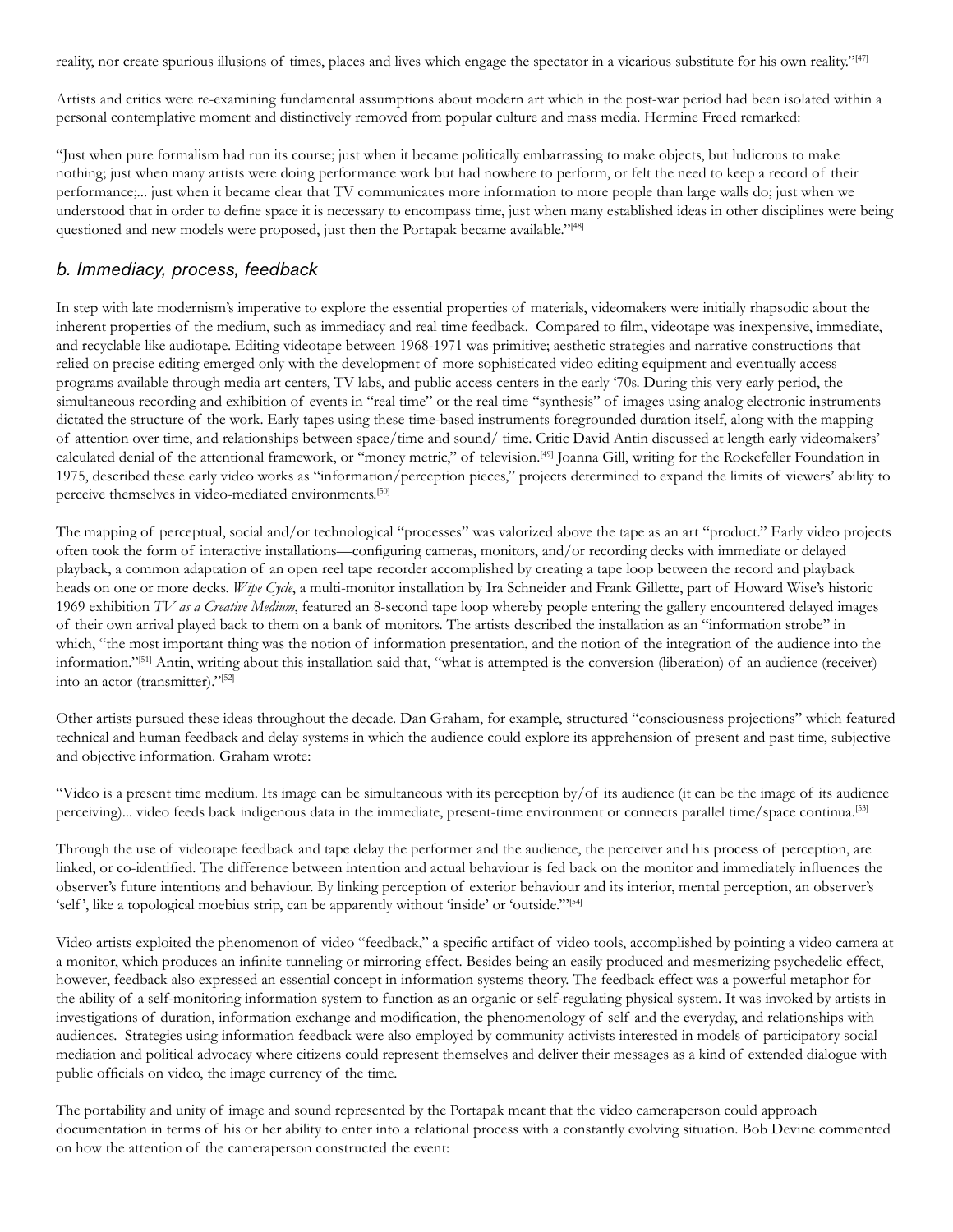reality, nor create spurious illusions of times, places and lives which engage the spectator in a vicarious substitute for his own reality."[47]

Artists and critics were re-examining fundamental assumptions about modern art which in the post-war period had been isolated within a personal contemplative moment and distinctively removed from popular culture and mass media. Hermine Freed remarked:

"Just when pure formalism had run its course; just when it became politically embarrassing to make objects, but ludicrous to make nothing; just when many artists were doing performance work but had nowhere to perform, or felt the need to keep a record of their performance;... just when it became clear that TV communicates more information to more people than large walls do; just when we understood that in order to define space it is necessary to encompass time, just when many established ideas in other disciplines were being questioned and new models were proposed, just then the Portapak became available."[48]

## *b. Immediacy, process, feedback*

In step with late modernism's imperative to explore the essential properties of materials, videomakers were initially rhapsodic about the inherent properties of the medium, such as immediacy and real time feedback. Compared to film, videotape was inexpensive, immediate, and recyclable like audiotape. Editing videotape between 1968-1971 was primitive; aesthetic strategies and narrative constructions that relied on precise editing emerged only with the development of more sophisticated video editing equipment and eventually access programs available through media art centers, TV labs, and public access centers in the early '70s. During this very early period, the simultaneous recording and exhibition of events in "real time" or the real time "synthesis" of images using analog electronic instruments dictated the structure of the work. Early tapes using these time-based instruments foregrounded duration itself, along with the mapping of attention over time, and relationships between space/time and sound/ time. Critic David Antin discussed at length early videomakers' calculated denial of the attentional framework, or "money metric," of television.[49] Joanna Gill, writing for the Rockefeller Foundation in 1975, described these early video works as "information/perception pieces," projects determined to expand the limits of viewers' ability to perceive themselves in video-mediated environments.[50]

The mapping of perceptual, social and/or technological "processes" was valorized above the tape as an art "product." Early video projects often took the form of interactive installations—configuring cameras, monitors, and/or recording decks with immediate or delayed playback, a common adaptation of an open reel tape recorder accomplished by creating a tape loop between the record and playback heads on one or more decks. *Wipe Cycle*, a multi-monitor installation by Ira Schneider and Frank Gillette, part of Howard Wise's historic 1969 exhibition *TV as a Creative Medium*, featured an 8-second tape loop whereby people entering the gallery encountered delayed images of their own arrival played back to them on a bank of monitors. The artists described the installation as an "information strobe" in which, "the most important thing was the notion of information presentation, and the notion of the integration of the audience into the information."[51] Antin, writing about this installation said that, "what is attempted is the conversion (liberation) of an audience (receiver) into an actor (transmitter)."[52]

Other artists pursued these ideas throughout the decade. Dan Graham, for example, structured "consciousness projections" which featured technical and human feedback and delay systems in which the audience could explore its apprehension of present and past time, subjective and objective information. Graham wrote:

"Video is a present time medium. Its image can be simultaneous with its perception by/of its audience (it can be the image of its audience perceiving)... video feeds back indigenous data in the immediate, present-time environment or connects parallel time/space continua.[53]

Through the use of videotape feedback and tape delay the performer and the audience, the perceiver and his process of perception, are linked, or co-identified. The difference between intention and actual behaviour is fed back on the monitor and immediately influences the observer's future intentions and behaviour. By linking perception of exterior behaviour and its interior, mental perception, an observer's 'self', like a topological moebius strip, can be apparently without 'inside' or 'outside.'"[54]

Video artists exploited the phenomenon of video "feedback," a specific artifact of video tools, accomplished by pointing a video camera at a monitor, which produces an infinite tunneling or mirroring effect. Besides being an easily produced and mesmerizing psychedelic effect, however, feedback also expressed an essential concept in information systems theory. The feedback effect was a powerful metaphor for the ability of a self-monitoring information system to function as an organic or self-regulating physical system. It was invoked by artists in investigations of duration, information exchange and modification, the phenomenology of self and the everyday, and relationships with audiences. Strategies using information feedback were also employed by community activists interested in models of participatory social mediation and political advocacy where citizens could represent themselves and deliver their messages as a kind of extended dialogue with public officials on video, the image currency of the time.

The portability and unity of image and sound represented by the Portapak meant that the video cameraperson could approach documentation in terms of his or her ability to enter into a relational process with a constantly evolving situation. Bob Devine commented on how the attention of the cameraperson constructed the event: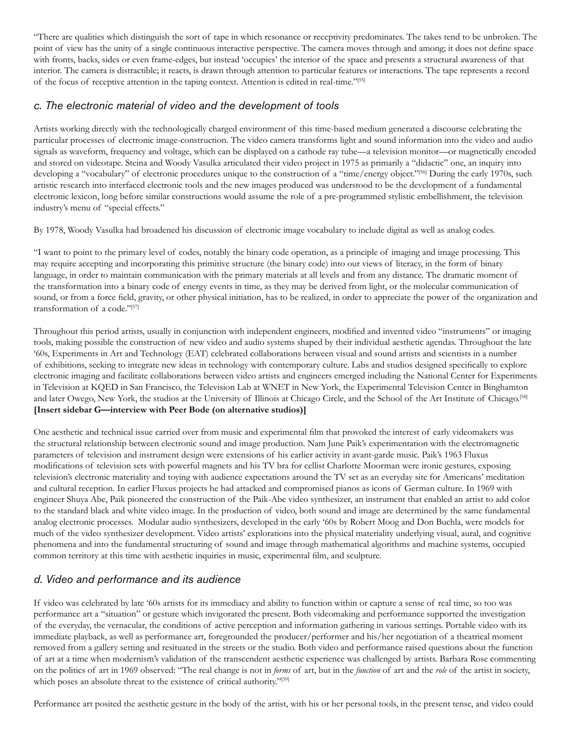"There are qualities which distinguish the sort of tape in which resonance or receptivity predominates. The takes tend to be unbroken. The point of view has the unity of a single continuous interactive perspective. The camera moves through and among; it does not define space with fronts, backs, sides or even frame-edges, but instead 'occupies' the interior of the space and presents a structural awareness of that interior. The camera is distractible; it reacts, is drawn through attention to particular features or interactions. The tape represents a record of the focus of receptive attention in the taping context. Attention is edited in real-time."[55]

### c. The electronic material of video and the development of tools

Artists working directly with the technologically charged environment of this time-based medium generated a discourse celebrating the particular processes of electronic image-construction. The video camera transforms light and sound information into the video and audio signals as waveform, frequency and voltage, which can be displayed on a cathode ray tube—a television monitor—or magnetically encoded and stored on videotape. Steina and Woody Vasulka articulated their video project in 1975 as primarily a "didactic" one, an inquiry into developing a "vocabulary" of electronic procedures unique to the construction of a "time/energy object."[56] During the early 1970s, such artistic research into interfaced electronic tools and the new images produced was understood to be the development of a fundamental electronic lexicon, long before similar constructions would assume the role of a pre-programmed stylistic embellishment, the television industry's menu of "special effects."

By 1978, Woody Vasulka had broadened his discussion of electronic image vocabulary to include digital as well as analog codes.

"I want to point to the primary level of codes, notably the binary code operation, as a principle of imaging and image processing. This may require accepting and incorporating this primitive structure (the binary code) into our views of literacy, in the form of binary language, in order to maintain communication with the primary materials at all levels and from any distance. The dramatic moment of the transformation into a binary code of energy events in time, as they may be derived from light, or the molecular communication of sound, or from a force field, gravity, or other physical initiation, has to be realized, in order to appreciate the power of the organization and transformation of a code."[57]

Throughout this period artists, usually in conjunction with independent engineers, modified and invented video "instruments" or imaging tools, making possible the construction of new video and audio systems shaped by their individual aesthetic agendas. Throughout the late '60s, Experiments in Art and Technology (EAT) celebrated collaborations between visual and sound artists and scientists in a number of exhibitions, seeking to integrate new ideas in technology with contemporary culture. Labs and studios designed specifically to explore electronic imaging and facilitate collaborations between video artists and engineers emerged including the National Center for Experiments in Television at KQED in San Francisco, the Television Lab at WNET in New York, the Experimental Television Center in Binghamton and later Owego, New York, the studios at the University of Illinois at Chicago Circle, and the School of the Art Institute of Chicago.[58]
**[Insert sidebar G—interview with Peer Bode (on alternative studios)]**

One aesthetic and technical issue carried over from music and experimental film that provoked the interest of early videomakers was the structural relationship between electronic sound and image production. Nam June Paik's experimentation with the electromagnetic parameters of television and instrument design were extensions of his earlier activity in avant-garde music. Paik's 1963 Fluxus modifications of television sets with powerful magnets and his TV bra for cellist Charlotte Moorman were ironic gestures, exposing television's electronic materiality and toying with audience expectations around the TV set as an everyday site for Americans' meditation and cultural reception. In earlier Fluxus projects he had attacked and compromised pianos as icons of German culture. In 1969 with engineer Shuya Abe, Paik pioneered the construction of the Paik-Abe video synthesizer, an instrument that enabled an artist to add color to the standard black and white video image. In the production of video, both sound and image are determined by the same fundamental analog electronic processes. Modular audio synthesizers, developed in the early '60s by Robert Moog and Don Buchla, were models for much of the video synthesizer development. Video artists' explorations into the physical materiality underlying visual, aural, and cognitive phenomena and into the fundamental structuring of sound and image through mathematical algorithms and machine systems, occupied common territory at this time with aesthetic inquiries in music, experimental film, and sculpture.

### d. Video and performance and its audience

If video was celebrated by late '60s artists for its immediacy and ability to function within or capture a sense of real time, so too was performance art a "situation" or gesture which invigorated the present. Both videomaking and performance supported the investigation of the everyday, the vernacular, the conditions of active perception and information gathering in various settings. Portable video with its immediate playback, as well as performance art, foregrounded the producer/performer and his/her negotiation of a theatrical moment removed from a gallery setting and resituated in the streets or the studio. Both video and performance raised questions about the function of art at a time when modernism's validation of the transcendent aesthetic experience was challenged by artists. Barbara Rose commenting on the politics of art in 1969 observed: "The real change is not in *forms* of art, but in the *function* of art and the *role* of the artist in society, which poses an absolute threat to the existence of critical authority."[59]

Performance art posited the aesthetic gesture in the body of the artist, with his or her personal tools, in the present tense, and video could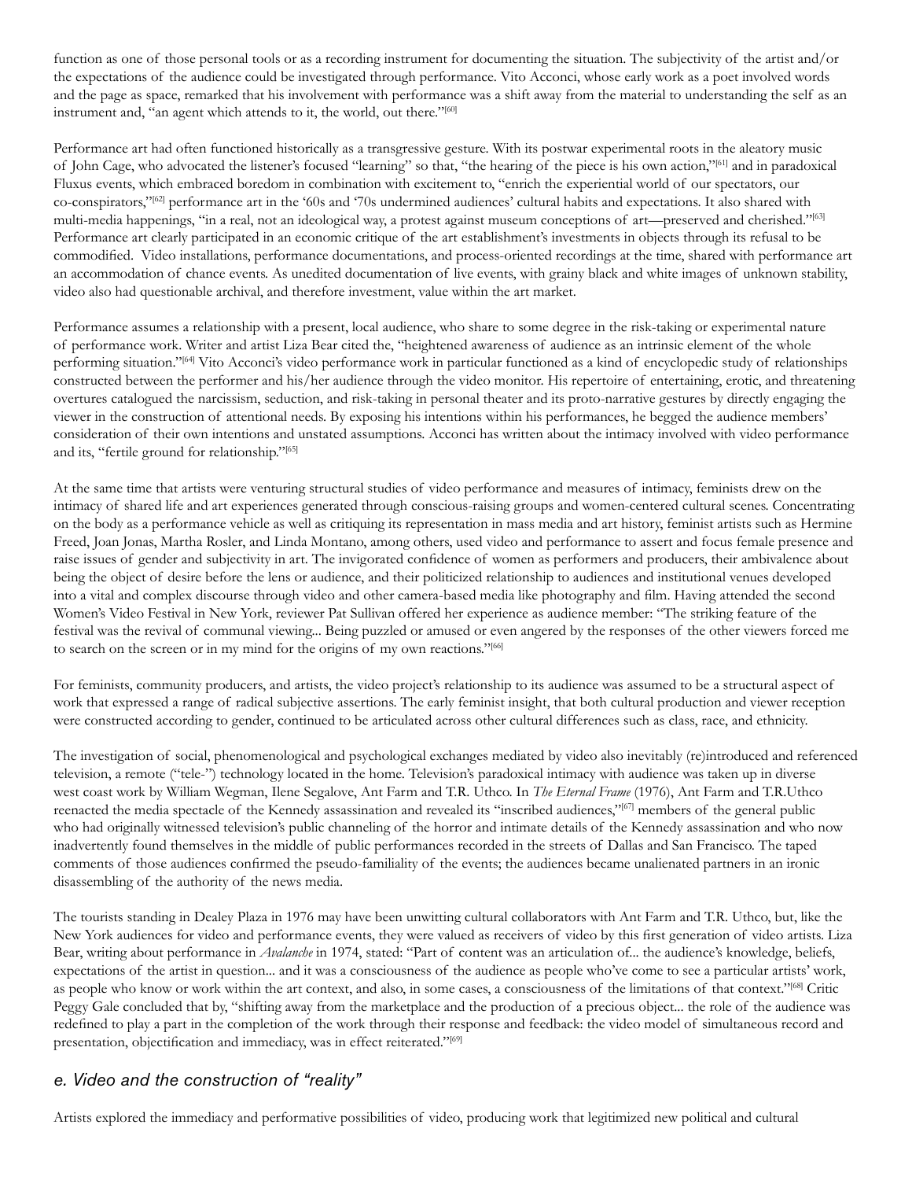function as one of those personal tools or as a recording instrument for documenting the situation. The subjectivity of the artist and/or the expectations of the audience could be investigated through performance. Vito Acconci, whose early work as a poet involved words and the page as space, remarked that his involvement with performance was a shift away from the material to understanding the self as an instrument and, "an agent which attends to it, the world, out there."[60]

Performance art had often functioned historically as a transgressive gesture. With its postwar experimental roots in the aleatory music of John Cage, who advocated the listener's focused "learning" so that, "the hearing of the piece is his own action,"[61] and in paradoxical Fluxus events, which embraced boredom in combination with excitement to, "enrich the experiential world of our spectators, our co-conspirators,"[62] performance art in the '60s and '70s undermined audiences' cultural habits and expectations. It also shared with multi-media happenings, "in a real, not an ideological way, a protest against museum conceptions of art—preserved and cherished."[63] Performance art clearly participated in an economic critique of the art establishment's investments in objects through its refusal to be commodified. Video installations, performance documentations, and process-oriented recordings at the time, shared with performance art an accommodation of chance events. As unedited documentation of live events, with grainy black and white images of unknown stability, video also had questionable archival, and therefore investment, value within the art market.

Performance assumes a relationship with a present, local audience, who share to some degree in the risk-taking or experimental nature of performance work. Writer and artist Liza Bear cited the, "heightened awareness of audience as an intrinsic element of the whole performing situation."[64] Vito Acconci's video performance work in particular functioned as a kind of encyclopedic study of relationships constructed between the performer and his/her audience through the video monitor. His repertoire of entertaining, erotic, and threatening overtures catalogued the narcissism, seduction, and risk-taking in personal theater and its proto-narrative gestures by directly engaging the viewer in the construction of attentional needs. By exposing his intentions within his performances, he begged the audience members' consideration of their own intentions and unstated assumptions. Acconci has written about the intimacy involved with video performance and its, "fertile ground for relationship."[65]

At the same time that artists were venturing structural studies of video performance and measures of intimacy, feminists drew on the intimacy of shared life and art experiences generated through conscious-raising groups and women-centered cultural scenes. Concentrating on the body as a performance vehicle as well as critiquing its representation in mass media and art history, feminist artists such as Hermine Freed, Joan Jonas, Martha Rosler, and Linda Montano, among others, used video and performance to assert and focus female presence and raise issues of gender and subjectivity in art. The invigorated confidence of women as performers and producers, their ambivalence about being the object of desire before the lens or audience, and their politicized relationship to audiences and institutional venues developed into a vital and complex discourse through video and other camera-based media like photography and film. Having attended the second Women's Video Festival in New York, reviewer Pat Sullivan offered her experience as audience member: "The striking feature of the festival was the revival of communal viewing... Being puzzled or amused or even angered by the responses of the other viewers forced me to search on the screen or in my mind for the origins of my own reactions."[66]

For feminists, community producers, and artists, the video project's relationship to its audience was assumed to be a structural aspect of work that expressed a range of radical subjective assertions. The early feminist insight, that both cultural production and viewer reception were constructed according to gender, continued to be articulated across other cultural differences such as class, race, and ethnicity.

The investigation of social, phenomenological and psychological exchanges mediated by video also inevitably (re)introduced and referenced television, a remote ("tele-") technology located in the home. Television's paradoxical intimacy with audience was taken up in diverse west coast work by William Wegman, Ilene Segalove, Ant Farm and T.R. Uthco. In *The Eternal Frame* (1976), Ant Farm and T.R.Uthco reenacted the media spectacle of the Kennedy assassination and revealed its "inscribed audiences,"[67] members of the general public who had originally witnessed television's public channeling of the horror and intimate details of the Kennedy assassination and who now inadvertently found themselves in the middle of public performances recorded in the streets of Dallas and San Francisco. The taped comments of those audiences confirmed the pseudo-familiality of the events; the audiences became unalienated partners in an ironic disassembling of the authority of the news media.

The tourists standing in Dealey Plaza in 1976 may have been unwitting cultural collaborators with Ant Farm and T.R. Uthco, but, like the New York audiences for video and performance events, they were valued as receivers of video by this first generation of video artists. Liza Bear, writing about performance in *Avalanche* in 1974, stated: "Part of content was an articulation of... the audience's knowledge, beliefs, expectations of the artist in question... and it was a consciousness of the audience as people who've come to see a particular artists' work, as people who know or work within the art context, and also, in some cases, a consciousness of the limitations of that context."[68] Critic Peggy Gale concluded that by, "shifting away from the marketplace and the production of a precious object... the role of the audience was redefined to play a part in the completion of the work through their response and feedback: the video model of simultaneous record and presentation, objectification and immediacy, was in effect reiterated."[69]

### *e. Video and the construction of "reality"*

Artists explored the immediacy and performative possibilities of video, producing work that legitimized new political and cultural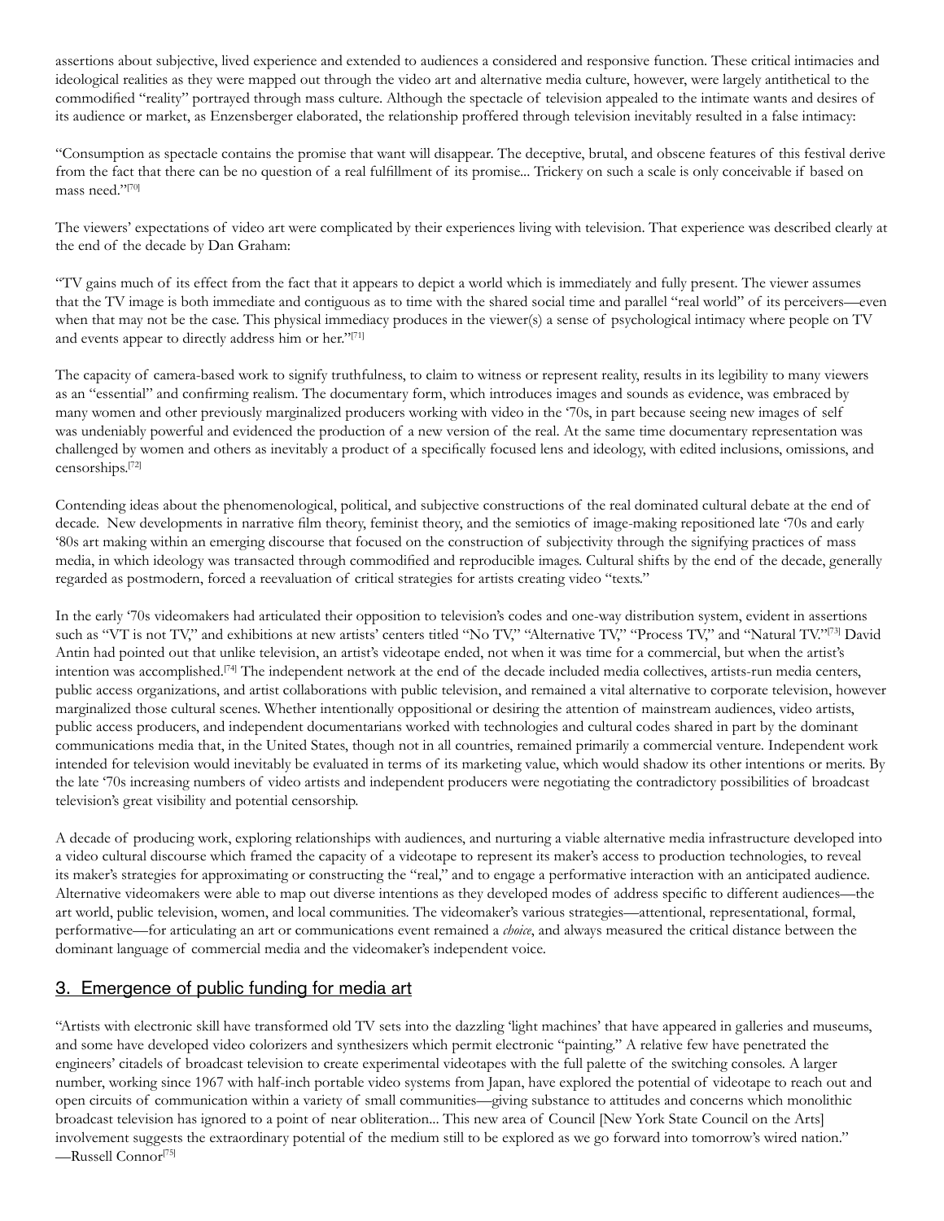assertions about subjective, lived experience and extended to audiences a considered and responsive function. These critical intimacies and ideological realities as they were mapped out through the video art and alternative media culture, however, were largely antithetical to the commodified "reality" portrayed through mass culture. Although the spectacle of television appealed to the intimate wants and desires of its audience or market, as Enzensberger elaborated, the relationship proffered through television inevitably resulted in a false intimacy:

"Consumption as spectacle contains the promise that want will disappear. The deceptive, brutal, and obscene features of this festival derive from the fact that there can be no question of a real fulfillment of its promise... Trickery on such a scale is only conceivable if based on mass need."[70]

The viewers' expectations of video art were complicated by their experiences living with television. That experience was described clearly at the end of the decade by Dan Graham:

"TV gains much of its effect from the fact that it appears to depict a world which is immediately and fully present. The viewer assumes that the TV image is both immediate and contiguous as to time with the shared social time and parallel "real world" of its perceivers—even when that may not be the case. This physical immediacy produces in the viewer(s) a sense of psychological intimacy where people on TV and events appear to directly address him or her."[71]

The capacity of camera-based work to signify truthfulness, to claim to witness or represent reality, results in its legibility to many viewers as an "essential" and confirming realism. The documentary form, which introduces images and sounds as evidence, was embraced by many women and other previously marginalized producers working with video in the '70s, in part because seeing new images of self was undeniably powerful and evidenced the production of a new version of the real. At the same time documentary representation was challenged by women and others as inevitably a product of a specifically focused lens and ideology, with edited inclusions, omissions, and censorships.[72]

Contending ideas about the phenomenological, political, and subjective constructions of the real dominated cultural debate at the end of decade. New developments in narrative film theory, feminist theory, and the semiotics of image-making repositioned late '70s and early '80s art making within an emerging discourse that focused on the construction of subjectivity through the signifying practices of mass media, in which ideology was transacted through commodified and reproducible images. Cultural shifts by the end of the decade, generally regarded as postmodern, forced a reevaluation of critical strategies for artists creating video "texts."

In the early '70s videomakers had articulated their opposition to television's codes and one-way distribution system, evident in assertions such as "VT is not TV," and exhibitions at new artists' centers titled "No TV," "Alternative TV," "Process TV," and "Natural TV."[73] David Antin had pointed out that unlike television, an artist's videotape ended, not when it was time for a commercial, but when the artist's intention was accomplished.[74] The independent network at the end of the decade included media collectives, artists-run media centers, public access organizations, and artist collaborations with public television, and remained a vital alternative to corporate television, however marginalized those cultural scenes. Whether intentionally oppositional or desiring the attention of mainstream audiences, video artists, public access producers, and independent documentarians worked with technologies and cultural codes shared in part by the dominant communications media that, in the United States, though not in all countries, remained primarily a commercial venture. Independent work intended for television would inevitably be evaluated in terms of its marketing value, which would shadow its other intentions or merits. By the late '70s increasing numbers of video artists and independent producers were negotiating the contradictory possibilities of broadcast television's great visibility and potential censorship.

A decade of producing work, exploring relationships with audiences, and nurturing a viable alternative media infrastructure developed into a video cultural discourse which framed the capacity of a videotape to represent its maker's access to production technologies, to reveal its maker's strategies for approximating or constructing the "real," and to engage a performative interaction with an anticipated audience. Alternative videomakers were able to map out diverse intentions as they developed modes of address specific to different audiences—the art world, public television, women, and local communities. The videomaker's various strategies—attentional, representational, formal, performative—for articulating an art or communications event remained a *choice*, and always measured the critical distance between the dominant language of commercial media and the videomaker's independent voice.

## 3. Emergence of public funding for media art

"Artists with electronic skill have transformed old TV sets into the dazzling 'light machines' that have appeared in galleries and museums, and some have developed video colorizers and synthesizers which permit electronic "painting." A relative few have penetrated the engineers' citadels of broadcast television to create experimental videotapes with the full palette of the switching consoles. A larger number, working since 1967 with half-inch portable video systems from Japan, have explored the potential of videotape to reach out and open circuits of communication within a variety of small communities—giving substance to attitudes and concerns which monolithic broadcast television has ignored to a point of near obliteration... This new area of Council [New York State Council on the Arts] involvement suggests the extraordinary potential of the medium still to be explored as we go forward into tomorrow's wired nation." —Russell Connor[75]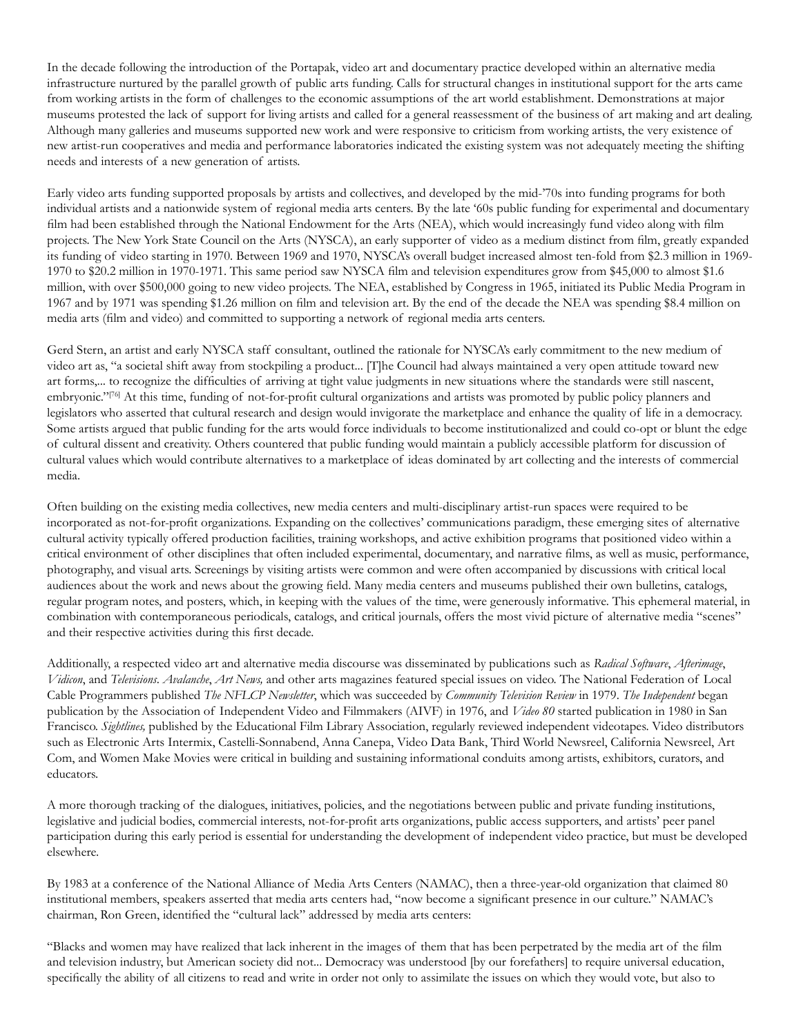In the decade following the introduction of the Portapak, video art and documentary practice developed within an alternative media infrastructure nurtured by the parallel growth of public arts funding. Calls for structural changes in institutional support for the arts came from working artists in the form of challenges to the economic assumptions of the art world establishment. Demonstrations at major museums protested the lack of support for living artists and called for a general reassessment of the business of art making and art dealing. Although many galleries and museums supported new work and were responsive to criticism from working artists, the very existence of new artist-run cooperatives and media and performance laboratories indicated the existing system was not adequately meeting the shifting needs and interests of a new generation of artists.

Early video arts funding supported proposals by artists and collectives, and developed by the mid-'70s into funding programs for both individual artists and a nationwide system of regional media arts centers. By the late '60s public funding for experimental and documentary film had been established through the National Endowment for the Arts (NEA), which would increasingly fund video along with film projects. The New York State Council on the Arts (NYSCA), an early supporter of video as a medium distinct from film, greatly expanded its funding of video starting in 1970. Between 1969 and 1970, NYSCA's overall budget increased almost ten-fold from $2.3 million in 1969-1970 to $20.2 million in 1970-1971. This same period saw NYSCA film and television expenditures grow from $45,000 to almost $1.6 million, with over $500,000 going to new video projects. The NEA, established by Congress in 1965, initiated its Public Media Program in 1967 and by 1971 was spending $1.26 million on film and television art. By the end of the decade the NEA was spending $8.4 million on media arts (film and video) and committed to supporting a network of regional media arts centers.

Gerd Stern, an artist and early NYSCA staff consultant, outlined the rationale for NYSCA's early commitment to the new medium of video art as, "a societal shift away from stockpiling a product... [T]he Council had always maintained a very open attitude toward new art forms,... to recognize the difficulties of arriving at tight value judgments in new situations where the standards were still nascent, embryonic."[76] At this time, funding of not-for-profit cultural organizations and artists was promoted by public policy planners and legislators who asserted that cultural research and design would invigorate the marketplace and enhance the quality of life in a democracy. Some artists argued that public funding for the arts would force individuals to become institutionalized and could co-opt or blunt the edge of cultural dissent and creativity. Others countered that public funding would maintain a publicly accessible platform for discussion of cultural values which would contribute alternatives to a marketplace of ideas dominated by art collecting and the interests of commercial media.

Often building on the existing media collectives, new media centers and multi-disciplinary artist-run spaces were required to be incorporated as not-for-profit organizations. Expanding on the collectives' communications paradigm, these emerging sites of alternative cultural activity typically offered production facilities, training workshops, and active exhibition programs that positioned video within a critical environment of other disciplines that often included experimental, documentary, and narrative films, as well as music, performance, photography, and visual arts. Screenings by visiting artists were common and were often accompanied by discussions with critical local audiences about the work and news about the growing field. Many media centers and museums published their own bulletins, catalogs, regular program notes, and posters, which, in keeping with the values of the time, were generously informative. This ephemeral material, in combination with contemporaneous periodicals, catalogs, and critical journals, offers the most vivid picture of alternative media "scenes" and their respective activities during this first decade.

Additionally, a respected video art and alternative media discourse was disseminated by publications such as *Radical Software*, *Afterimage*, *Vidicon*, and *Televisions*. *Avalanche*, *Art News,* and other arts magazines featured special issues on video. The National Federation of Local Cable Programmers published *The NFLCP Newsletter*, which was succeeded by *Community Television Review* in 1979. *The Independent* began publication by the Association of Independent Video and Filmmakers (AIVF) in 1976, and *Video 80* started publication in 1980 in San Francisco. *Sightlines,* published by the Educational Film Library Association, regularly reviewed independent videotapes. Video distributors such as Electronic Arts Intermix, Castelli-Sonnabend, Anna Canepa, Video Data Bank, Third World Newsreel, California Newsreel, Art Com, and Women Make Movies were critical in building and sustaining informational conduits among artists, exhibitors, curators, and educators.

A more thorough tracking of the dialogues, initiatives, policies, and the negotiations between public and private funding institutions, legislative and judicial bodies, commercial interests, not-for-profit arts organizations, public access supporters, and artists' peer panel participation during this early period is essential for understanding the development of independent video practice, but must be developed elsewhere.

By 1983 at a conference of the National Alliance of Media Arts Centers (NAMAC), then a three-year-old organization that claimed 80 institutional members, speakers asserted that media arts centers had, "now become a significant presence in our culture." NAMAC's chairman, Ron Green, identified the "cultural lack" addressed by media arts centers:

"Blacks and women may have realized that lack inherent in the images of them that has been perpetrated by the media art of the film and television industry, but American society did not... Democracy was understood [by our forefathers] to require universal education, specifically the ability of all citizens to read and write in order not only to assimilate the issues on which they would vote, but also to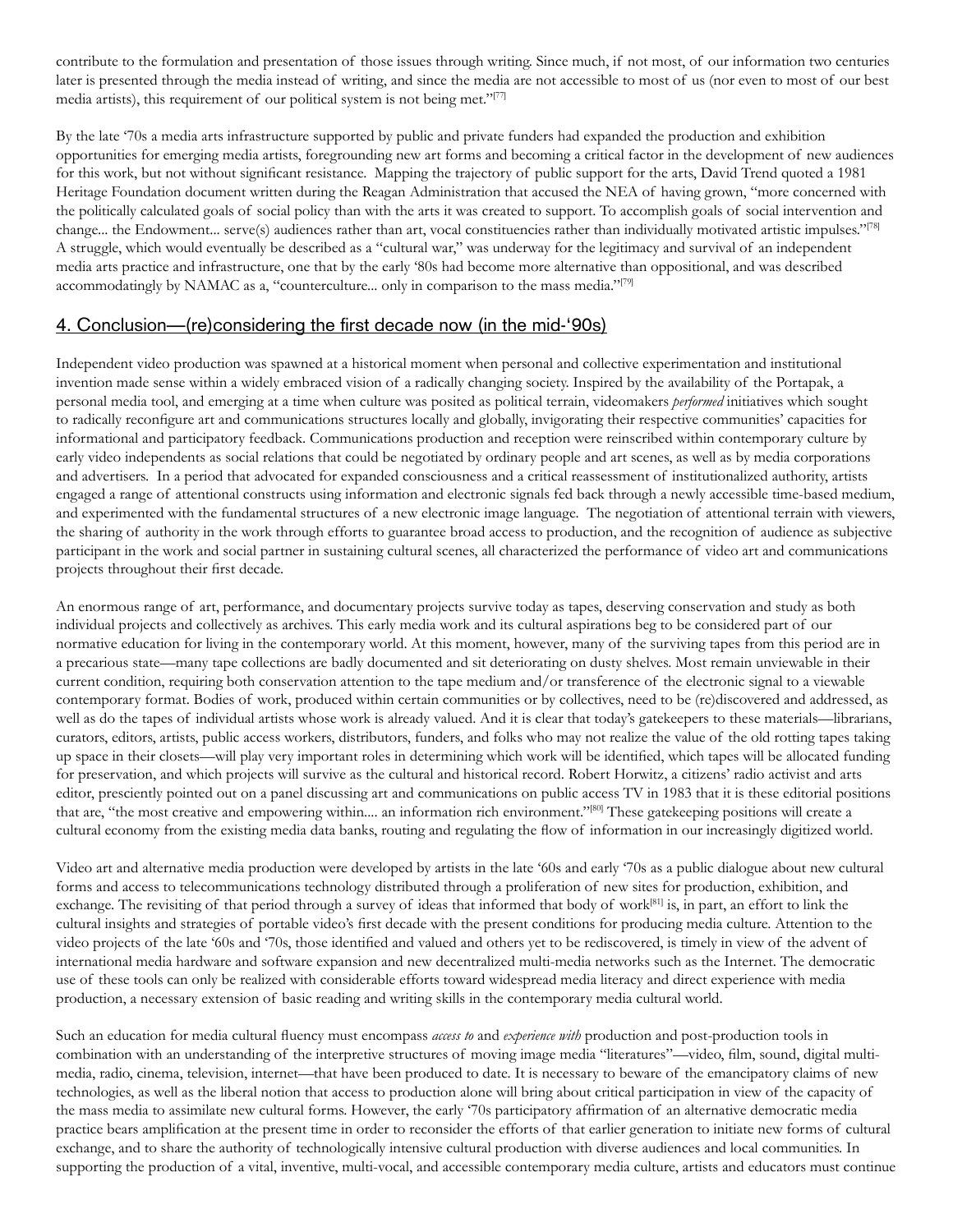contribute to the formulation and presentation of those issues through writing. Since much, if not most, of our information two centuries later is presented through the media instead of writing, and since the media are not accessible to most of us (nor even to most of our best media artists), this requirement of our political system is not being met."[77]

By the late '70s a media arts infrastructure supported by public and private funders had expanded the production and exhibition opportunities for emerging media artists, foregrounding new art forms and becoming a critical factor in the development of new audiences for this work, but not without significant resistance. Mapping the trajectory of public support for the arts, David Trend quoted a 1981 Heritage Foundation document written during the Reagan Administration that accused the NEA of having grown, "more concerned with the politically calculated goals of social policy than with the arts it was created to support. To accomplish goals of social intervention and change... the Endowment... serve(s) audiences rather than art, vocal constituencies rather than individually motivated artistic impulses."[78] A struggle, which would eventually be described as a "cultural war," was underway for the legitimacy and survival of an independent media arts practice and infrastructure, one that by the early '80s had become more alternative than oppositional, and was described accommodatingly by NAMAC as a, "counterculture... only in comparison to the mass media."[79]

## 4. Conclusion—(re)considering the first decade now (in the mid-'90s)

Independent video production was spawned at a historical moment when personal and collective experimentation and institutional invention made sense within a widely embraced vision of a radically changing society. Inspired by the availability of the Portapak, a personal media tool, and emerging at a time when culture was posited as political terrain, videomakers *performed* initiatives which sought to radically reconfigure art and communications structures locally and globally, invigorating their respective communities' capacities for informational and participatory feedback. Communications production and reception were reinscribed within contemporary culture by early video independents as social relations that could be negotiated by ordinary people and art scenes, as well as by media corporations and advertisers. In a period that advocated for expanded consciousness and a critical reassessment of institutionalized authority, artists engaged a range of attentional constructs using information and electronic signals fed back through a newly accessible time-based medium, and experimented with the fundamental structures of a new electronic image language. The negotiation of attentional terrain with viewers, the sharing of authority in the work through efforts to guarantee broad access to production, and the recognition of audience as subjective participant in the work and social partner in sustaining cultural scenes, all characterized the performance of video art and communications projects throughout their first decade.

An enormous range of art, performance, and documentary projects survive today as tapes, deserving conservation and study as both individual projects and collectively as archives. This early media work and its cultural aspirations beg to be considered part of our normative education for living in the contemporary world. At this moment, however, many of the surviving tapes from this period are in a precarious state—many tape collections are badly documented and sit deteriorating on dusty shelves. Most remain unviewable in their current condition, requiring both conservation attention to the tape medium and/or transference of the electronic signal to a viewable contemporary format. Bodies of work, produced within certain communities or by collectives, need to be (re)discovered and addressed, as well as do the tapes of individual artists whose work is already valued. And it is clear that today's gatekeepers to these materials—librarians, curators, editors, artists, public access workers, distributors, funders, and folks who may not realize the value of the old rotting tapes taking up space in their closets—will play very important roles in determining which work will be identified, which tapes will be allocated funding for preservation, and which projects will survive as the cultural and historical record. Robert Horwitz, a citizens' radio activist and arts editor, presciently pointed out on a panel discussing art and communications on public access TV in 1983 that it is these editorial positions that are, "the most creative and empowering within.... an information rich environment."[80] These gatekeeping positions will create a cultural economy from the existing media data banks, routing and regulating the flow of information in our increasingly digitized world.

Video art and alternative media production were developed by artists in the late '60s and early '70s as a public dialogue about new cultural forms and access to telecommunications technology distributed through a proliferation of new sites for production, exhibition, and exchange. The revisiting of that period through a survey of ideas that informed that body of work[81] is, in part, an effort to link the cultural insights and strategies of portable video's first decade with the present conditions for producing media culture. Attention to the video projects of the late '60s and '70s, those identified and valued and others yet to be rediscovered, is timely in view of the advent of international media hardware and software expansion and new decentralized multi-media networks such as the Internet. The democratic use of these tools can only be realized with considerable efforts toward widespread media literacy and direct experience with media production, a necessary extension of basic reading and writing skills in the contemporary media cultural world.

Such an education for media cultural fluency must encompass *access to* and *experience with* production and post-production tools in combination with an understanding of the interpretive structures of moving image media "literatures"—video, film, sound, digital multi-media, radio, cinema, television, internet—that have been produced to date. It is necessary to beware of the emancipatory claims of new technologies, as well as the liberal notion that access to production alone will bring about critical participation in view of the capacity of the mass media to assimilate new cultural forms. However, the early '70s participatory affirmation of an alternative democratic media practice bears amplification at the present time in order to reconsider the efforts of that earlier generation to initiate new forms of cultural exchange, and to share the authority of technologically intensive cultural production with diverse audiences and local communities. In supporting the production of a vital, inventive, multi-vocal, and accessible contemporary media culture, artists and educators must continue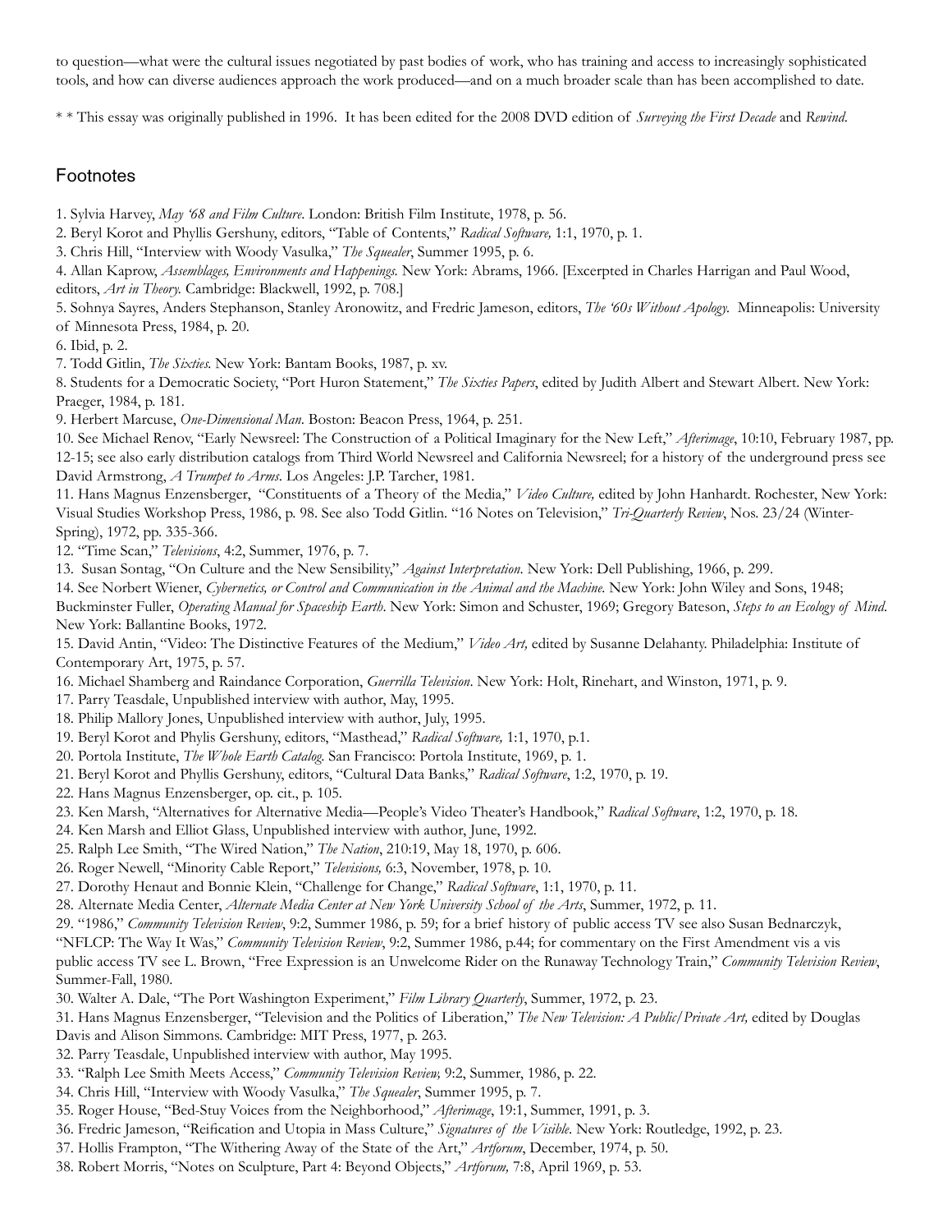to question—what were the cultural issues negotiated by past bodies of work, who has training and access to increasingly sophisticated tools, and how can diverse audiences approach the work produced—and on a much broader scale than has been accomplished to date.

* * This essay was originally published in 1996. It has been edited for the 2008 DVD edition of *Surveying the First Decade* and *Rewind*.

## Footnotes

1. Sylvia Harvey, *May '68 and Film Culture*. London: British Film Institute, 1978, p. 56.
2. Beryl Korot and Phyllis Gershuny, editors, "Table of Contents," *Radical Software,* 1:1, 1970, p. 1.
3. Chris Hill, "Interview with Woody Vasulka," *The Squealer*, Summer 1995, p. 6.
4. Allan Kaprow, *Assemblages, Environments and Happenings.* New York: Abrams, 1966. [Excerpted in Charles Harrigan and Paul Wood, editors, *Art in Theory.* Cambridge: Blackwell, 1992, p. 708.]
5. Sohnya Sayres, Anders Stephanson, Stanley Aronowitz, and Fredric Jameson, editors, *The '60s Without Apology.* Minneapolis: University of Minnesota Press, 1984, p. 20.
6. Ibid, p. 2.
7. Todd Gitlin, *The Sixties.* New York: Bantam Books, 1987, p. xv.
8. Students for a Democratic Society, "Port Huron Statement," *The Sixties Papers*, edited by Judith Albert and Stewart Albert. New York: Praeger, 1984, p. 181.
9. Herbert Marcuse, *One-Dimensional Man*. Boston: Beacon Press, 1964, p. 251.
10. See Michael Renov, "Early Newsreel: The Construction of a Political Imaginary for the New Left," *Afterimage*, 10:10, February 1987, pp. 12-15; see also early distribution catalogs from Third World Newsreel and California Newsreel; for a history of the underground press see David Armstrong, *A Trumpet to Arms*. Los Angeles: J.P. Tarcher, 1981.
11. Hans Magnus Enzensberger, "Constituents of a Theory of the Media," *Video Culture,* edited by John Hanhardt. Rochester, New York: Visual Studies Workshop Press, 1986, p. 98. See also Todd Gitlin. "16 Notes on Television," *Tri-Quarterly Review*, Nos. 23/24 (Winter-Spring), 1972, pp. 335-366.
12. "Time Scan," *Televisions*, 4:2, Summer, 1976, p. 7.
13. Susan Sontag, "On Culture and the New Sensibility," *Against Interpretation*. New York: Dell Publishing, 1966, p. 299.
14. See Norbert Wiener, *Cybernetics, or Control and Communication in the Animal and the Machine.* New York: John Wiley and Sons, 1948; Buckminster Fuller, *Operating Manual for Spaceship Earth*. New York: Simon and Schuster, 1969; Gregory Bateson, *Steps to an Ecology of Mind*. New York: Ballantine Books, 1972.
15. David Antin, "Video: The Distinctive Features of the Medium," *Video Art,* edited by Susanne Delahanty. Philadelphia: Institute of Contemporary Art, 1975, p. 57.
16. Michael Shamberg and Raindance Corporation, *Guerrilla Television*. New York: Holt, Rinehart, and Winston, 1971, p. 9.
17. Parry Teasdale, Unpublished interview with author, May, 1995.
18. Philip Mallory Jones, Unpublished interview with author, July, 1995.
19. Beryl Korot and Phylis Gershuny, editors, "Masthead," *Radical Software,* 1:1, 1970, p.1.
20. Portola Institute, *The Whole Earth Catalog.* San Francisco: Portola Institute, 1969, p. 1.
21. Beryl Korot and Phyllis Gershuny, editors, "Cultural Data Banks," *Radical Software*, 1:2, 1970, p. 19.
22. Hans Magnus Enzensberger, op. cit., p. 105.
23. Ken Marsh, "Alternatives for Alternative Media—People's Video Theater's Handbook," *Radical Software*, 1:2, 1970, p. 18.
24. Ken Marsh and Elliot Glass, Unpublished interview with author, June, 1992.
25. Ralph Lee Smith, "The Wired Nation," *The Nation*, 210:19, May 18, 1970, p. 606.
26. Roger Newell, "Minority Cable Report," *Televisions,* 6:3, November, 1978, p. 10.
27. Dorothy Henaut and Bonnie Klein, "Challenge for Change," *Radical Software*, 1:1, 1970, p. 11.
28. Alternate Media Center, *Alternate Media Center at New York University School of the Arts*, Summer, 1972, p. 11.
29. "1986," *Community Television Review*, 9:2, Summer 1986, p. 59; for a brief history of public access TV see also Susan Bednarczyk, "NFLCP: The Way It Was," *Community Television Review*, 9:2, Summer 1986, p.44; for commentary on the First Amendment vis a vis public access TV see L. Brown, "Free Expression is an Unwelcome Rider on the Runaway Technology Train," *Community Television Review*, Summer-Fall, 1980.
30. Walter A. Dale, "The Port Washington Experiment," *Film Library Quarterly*, Summer, 1972, p. 23.
31. Hans Magnus Enzensberger, "Television and the Politics of Liberation," *The New Television: A Public/Private Art,* edited by Douglas Davis and Alison Simmons. Cambridge: MIT Press, 1977, p. 263.
32. Parry Teasdale, Unpublished interview with author, May 1995.
33. "Ralph Lee Smith Meets Access," *Community Television Review,* 9:2, Summer, 1986, p. 22.
34. Chris Hill, "Interview with Woody Vasulka," *The Squealer*, Summer 1995, p. 7.
35. Roger House, "Bed-Stuy Voices from the Neighborhood," *Afterimage*, 19:1, Summer, 1991, p. 3.
36. Fredric Jameson, "Reification and Utopia in Mass Culture," *Signatures of the Visible*. New York: Routledge, 1992, p. 23.
37. Hollis Frampton, "The Withering Away of the State of the Art," *Artforum*, December, 1974, p. 50.
38. Robert Morris, "Notes on Sculpture, Part 4: Beyond Objects," *Artforum,* 7:8, April 1969, p. 53.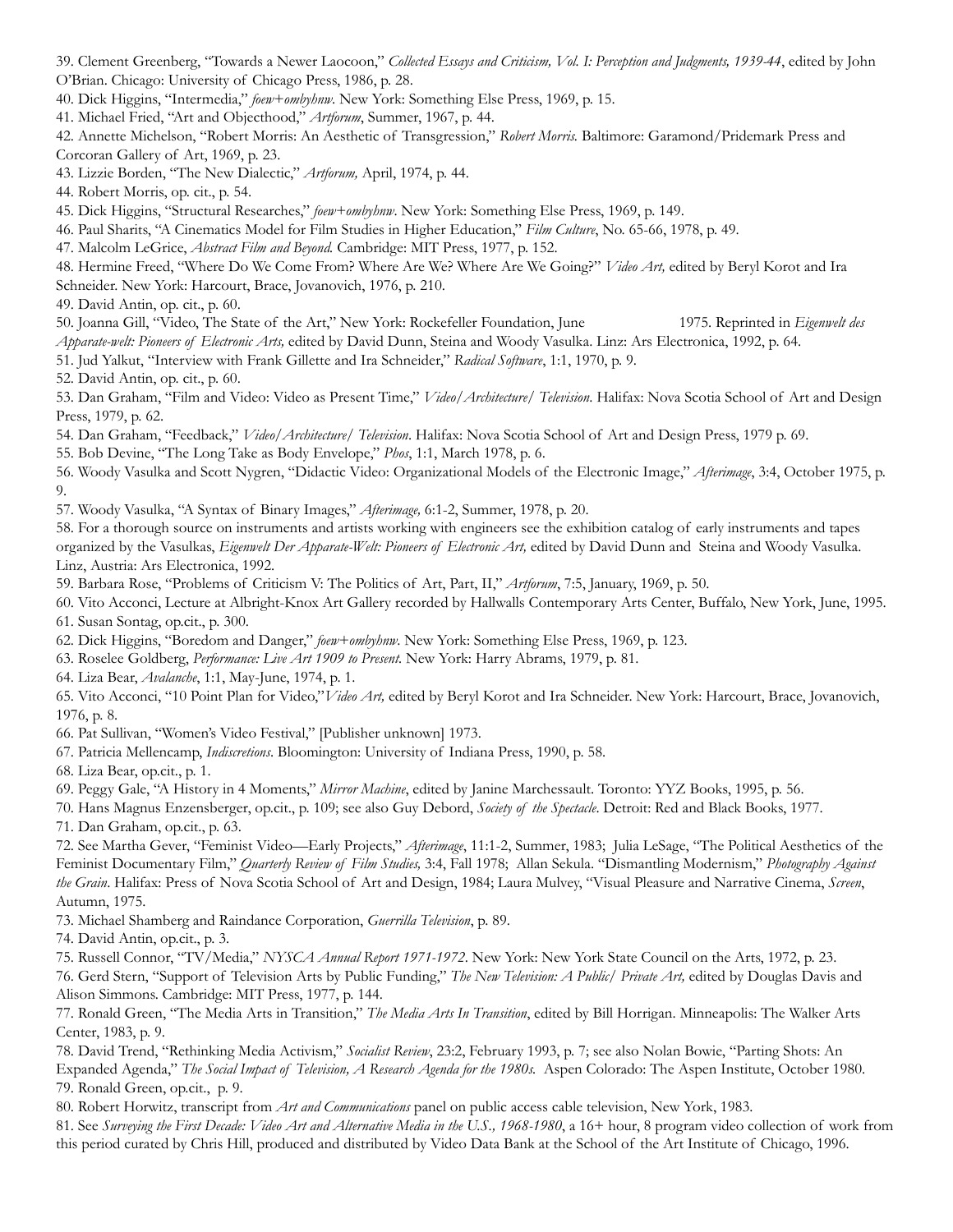39. Clement Greenberg, "Towards a Newer Laocoon," *Collected Essays and Criticism, Vol. I: Perception and Judgments, 1939-44*, edited by John O'Brian. Chicago: University of Chicago Press, 1986, p. 28.

40. Dick Higgins, "Intermedia," *foew+ombwhnw*. New York: Something Else Press, 1969, p. 15.

41. Michael Fried, "Art and Objecthood," *Artforum*, Summer, 1967, p. 44.

42. Annette Michelson, "Robert Morris: An Aesthetic of Transgression," *Robert Morris.* Baltimore: Garamond/Pridemark Press and Corcoran Gallery of Art, 1969, p. 23.

43. Lizzie Borden, "The New Dialectic," *Artforum,* April, 1974, p. 44.

44. Robert Morris, op. cit., p. 54.

45. Dick Higgins, "Structural Researches," *foew+ombwhnw*. New York: Something Else Press, 1969, p. 149.

46. Paul Sharits, "A Cinematics Model for Film Studies in Higher Education," *Film Culture*, No. 65-66, 1978, p. 49.

47. Malcolm LeGrice, *Abstract Film and Beyond.* Cambridge: MIT Press, 1977, p. 152.

48. Hermine Freed, "Where Do We Come From? Where Are We? Where Are We Going?" *Video Art,* edited by Beryl Korot and Ira Schneider. New York: Harcourt, Brace, Jovanovich, 1976, p. 210.

49. David Antin, op. cit., p. 60.

50. Joanna Gill, "Video, The State of the Art," New York: Rockefeller Foundation, June 1975. Reprinted in *Eigenwelt des Apparate-welt: Pioneers of Electronic Arts,* edited by David Dunn, Steina and Woody Vasulka. Linz: Ars Electronica, 1992, p. 64.

51. Jud Yalkut, "Interview with Frank Gillette and Ira Schneider," *Radical Software*, 1:1, 1970, p. 9.

52. David Antin, op. cit., p. 60.

53. Dan Graham, "Film and Video: Video as Present Time," *Video/Architecture/ Television*. Halifax: Nova Scotia School of Art and Design Press, 1979, p. 62.

54. Dan Graham, "Feedback," *Video/Architecture/ Television*. Halifax: Nova Scotia School of Art and Design Press, 1979 p. 69.

55. Bob Devine, "The Long Take as Body Envelope," *Phos*, 1:1, March 1978, p. 6.

56. Woody Vasulka and Scott Nygren, "Didactic Video: Organizational Models of the Electronic Image," *Afterimage*, 3:4, October 1975, p. 9.

57. Woody Vasulka, "A Syntax of Binary Images," *Afterimage,* 6:1-2, Summer, 1978, p. 20.

58. For a thorough source on instruments and artists working with engineers see the exhibition catalog of early instruments and tapes organized by the Vasulkas, *Eigenwelt Der Apparate-Welt: Pioneers of Electronic Art,* edited by David Dunn and Steina and Woody Vasulka. Linz, Austria: Ars Electronica, 1992.

59. Barbara Rose, "Problems of Criticism V: The Politics of Art, Part, II," *Artforum*, 7:5, January, 1969, p. 50.

60. Vito Acconci, Lecture at Albright-Knox Art Gallery recorded by Hallwalls Contemporary Arts Center, Buffalo, New York, June, 1995.

61. Susan Sontag, op.cit., p. 300.

62. Dick Higgins, "Boredom and Danger," *foew+ombwhnw*. New York: Something Else Press, 1969, p. 123.

63. Roselee Goldberg, *Performance: Live Art 1909 to Present.* New York: Harry Abrams, 1979, p. 81.

64. Liza Bear, *Avalanche*, 1:1, May-June, 1974, p. 1.

65. Vito Acconci, "10 Point Plan for Video,"*Video Art,* edited by Beryl Korot and Ira Schneider. New York: Harcourt, Brace, Jovanovich, 1976, p. 8.

66. Pat Sullivan, "Women's Video Festival," [Publisher unknown] 1973.

67. Patricia Mellencamp, *Indiscretions*. Bloomington: University of Indiana Press, 1990, p. 58.

68. Liza Bear, op.cit., p. 1.

69. Peggy Gale, "A History in 4 Moments," *Mirror Machine*, edited by Janine Marchessault. Toronto: YYZ Books, 1995, p. 56.

70. Hans Magnus Enzensberger, op.cit., p. 109; see also Guy Debord, *Society of the Spectacle*. Detroit: Red and Black Books, 1977.

71. Dan Graham, op.cit., p. 63.

72. See Martha Gever, "Feminist Video—Early Projects," *Afterimage*, 11:1-2, Summer, 1983; Julia LeSage, "The Political Aesthetics of the Feminist Documentary Film," *Quarterly Review of Film Studies,* 3:4, Fall 1978; Allan Sekula. "Dismantling Modernism," *Photography Against the Grain*. Halifax: Press of Nova Scotia School of Art and Design, 1984; Laura Mulvey, "Visual Pleasure and Narrative Cinema, *Screen*, Autumn, 1975.

73. Michael Shamberg and Raindance Corporation, *Guerrilla Television*, p. 89.

74. David Antin, op.cit., p. 3.

75. Russell Connor, "TV/Media," *NYSCA Annual Report 1971-1972*. New York: New York State Council on the Arts, 1972, p. 23.

76. Gerd Stern, "Support of Television Arts by Public Funding," *The New Television: A Public/ Private Art,* edited by Douglas Davis and Alison Simmons. Cambridge: MIT Press, 1977, p. 144.

77. Ronald Green, "The Media Arts in Transition," *The Media Arts In Transition*, edited by Bill Horrigan. Minneapolis: The Walker Arts Center, 1983, p. 9.

78. David Trend, "Rethinking Media Activism," *Socialist Review*, 23:2, February 1993, p. 7; see also Nolan Bowie, "Parting Shots: An Expanded Agenda," *The Social Impact of Television, A Research Agenda for the 1980s.* Aspen Colorado: The Aspen Institute, October 1980.

79. Ronald Green, op.cit., p. 9.

80. Robert Horwitz, transcript from *Art and Communications* panel on public access cable television, New York, 1983.

81. See *Surveying the First Decade: Video Art and Alternative Media in the U.S., 1968-1980*, a 16+ hour, 8 program video collection of work from this period curated by Chris Hill, produced and distributed by Video Data Bank at the School of the Art Institute of Chicago, 1996.